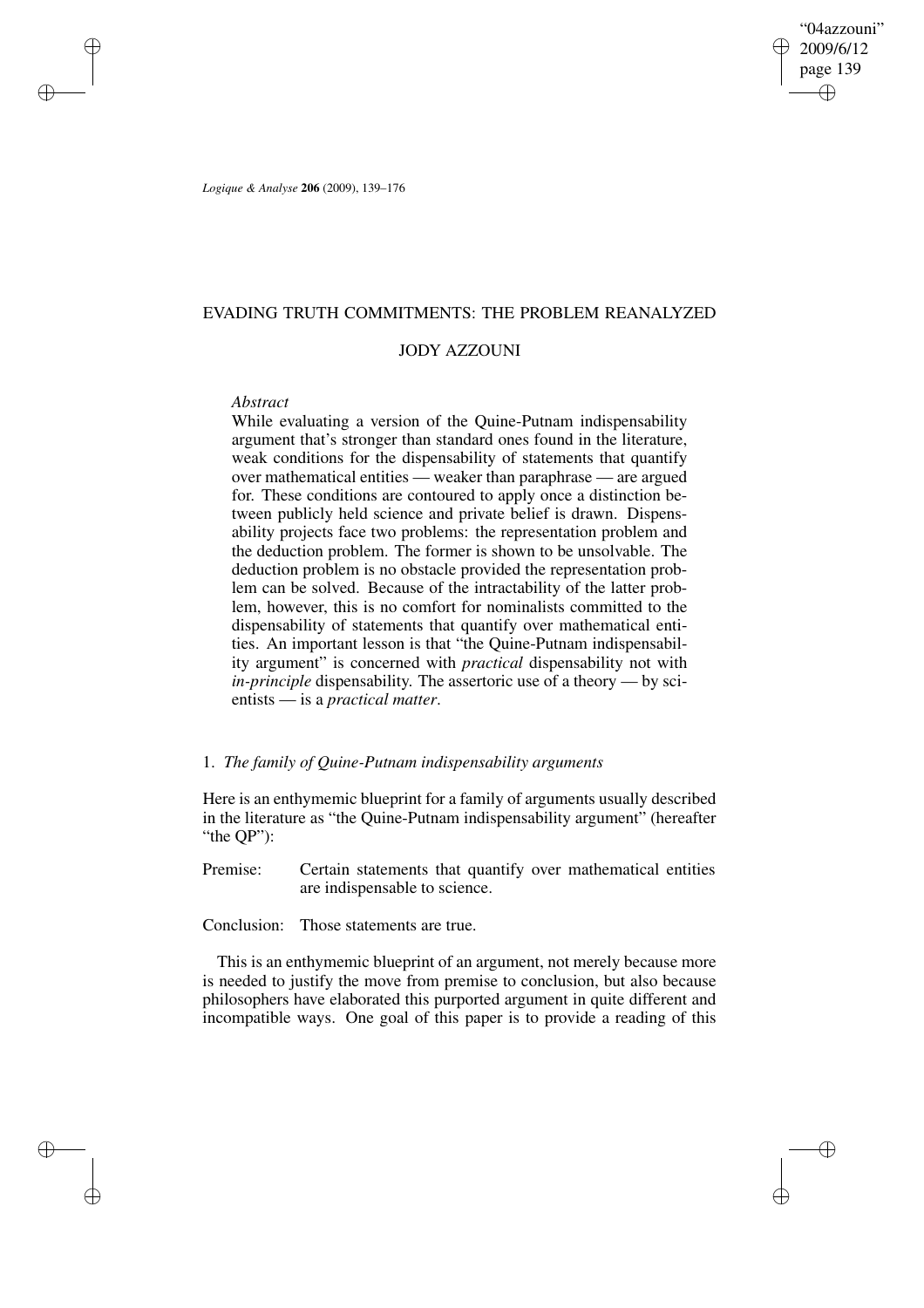# EVADING TRUTH COMMITMENTS: THE PROBLEM REANALYZED

## JODY AZZOUNI

*Abstract*

While evaluating a version of the Quine-Putnam indispensability argument that's stronger than standard ones found in the literature, weak conditions for the dispensability of statements that quantify over mathematical entities — weaker than paraphrase — are argued for. These conditions are contoured to apply once a distinction between publicly held science and private belief is drawn. Dispensability projects face two problems: the representation problem and the deduction problem. The former is shown to be unsolvable. The deduction problem is no obstacle provided the representation problem can be solved. Because of the intractability of the latter problem, however, this is no comfort for nominalists committed to the dispensability of statements that quantify over mathematical entities. An important lesson is that "the Quine-Putnam indispensability argument" is concerned with *practical* dispensability not with *in-principle* dispensability. The assertoric use of a theory — by scientists — is a *practical matter*.

### 1. *The family of Quine-Putnam indispensability arguments*

Here is an enthymemic blueprint for a family of arguments usually described in the literature as "the Quine-Putnam indispensability argument" (hereafter "the QP"):

Premise: Certain statements that quantify over mathematical entities are indispensable to science.

Conclusion: Those statements are true.

This is an enthymemic blueprint of an argument, not merely because more is needed to justify the move from premise to conclusion, but also because philosophers have elaborated this purported argument in quite different and incompatible ways. One goal of this paper is to provide a reading of this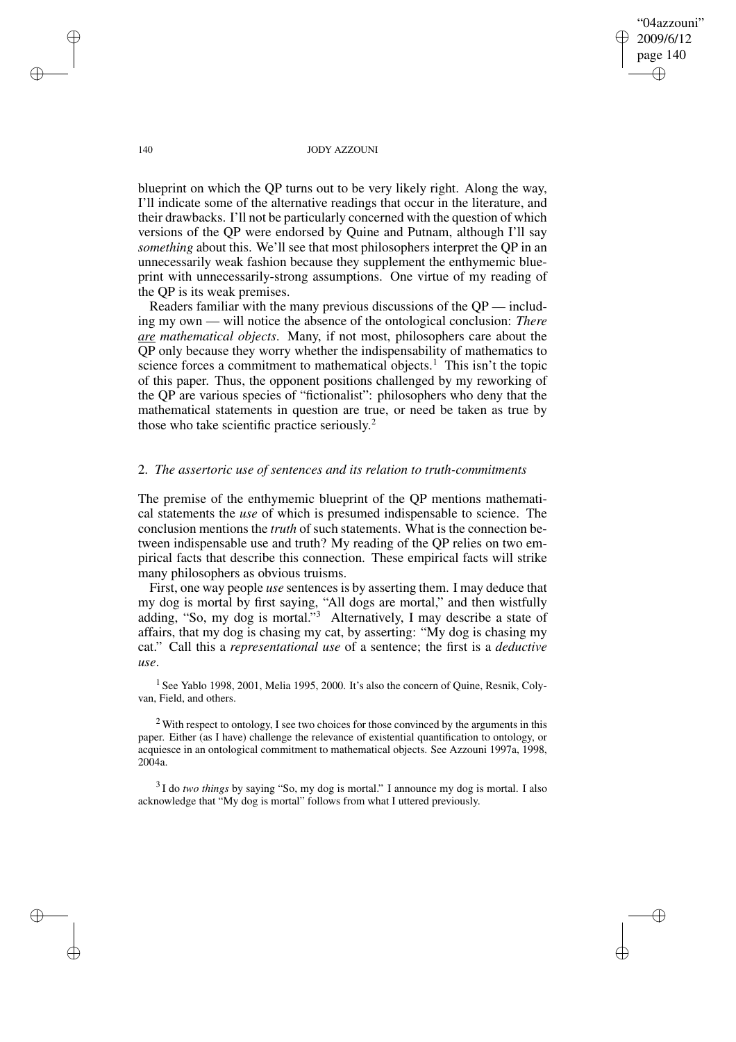blueprint on which the QP turns out to be very likely right. Along the way, I'll indicate some of the alternative readings that occur in the literature, and their drawbacks. I'll not be particularly concerned with the question of which versions of the QP were endorsed by Quine and Putnam, although I'll say *something* about this. We'll see that most philosophers interpret the QP in an unnecessarily weak fashion because they supplement the enthymemic blueprint with unnecessarily-strong assumptions. One virtue of my reading of the QP is its weak premises.

Readers familiar with the many previous discussions of the QP — including my own — will notice the absence of the ontological conclusion: *There <u>are</u> mathematical objects*. Many, if not most, philosophers care about the QP only because they worry whether the indispensability of mathematics to science forces a commitment to mathematical objects.[1] This isn't the topic of this paper. Thus, the opponent positions challenged by my reworking of the QP are various species of "fictionalist": philosophers who deny that the mathematical statements in question are true, or need be taken as true by those who take scientific practice seriously.[2]

## 2. *The assertoric use of sentences and its relation to truth-commitments*

The premise of the enthymemic blueprint of the QP mentions mathematical statements the *use* of which is presumed indispensable to science. The conclusion mentions the *truth* of such statements. What is the connection between indispensable use and truth? My reading of the QP relies on two empirical facts that describe this connection. These empirical facts will strike many philosophers as obvious truisms.

First, one way people *use* sentences is by asserting them. I may deduce that my dog is mortal by first saying, "All dogs are mortal," and then wistfully adding, "So, my dog is mortal."[3] Alternatively, I may describe a state of affairs, that my dog is chasing my cat, by asserting: "My dog is chasing my cat." Call this a *representational use* of a sentence; the first is a *deductive use*.

[1] See Yablo 1998, 2001, Melia 1995, 2000. It's also the concern of Quine, Resnik, Colyvan, Field, and others.

[2] With respect to ontology, I see two choices for those convinced by the arguments in this paper. Either (as I have) challenge the relevance of existential quantification to ontology, or acquiesce in an ontological commitment to mathematical objects. See Azzouni 1997a, 1998, 2004a.

[3] I do *two things* by saying "So, my dog is mortal." I announce my dog is mortal. I also acknowledge that "My dog is mortal" follows from what I uttered previously.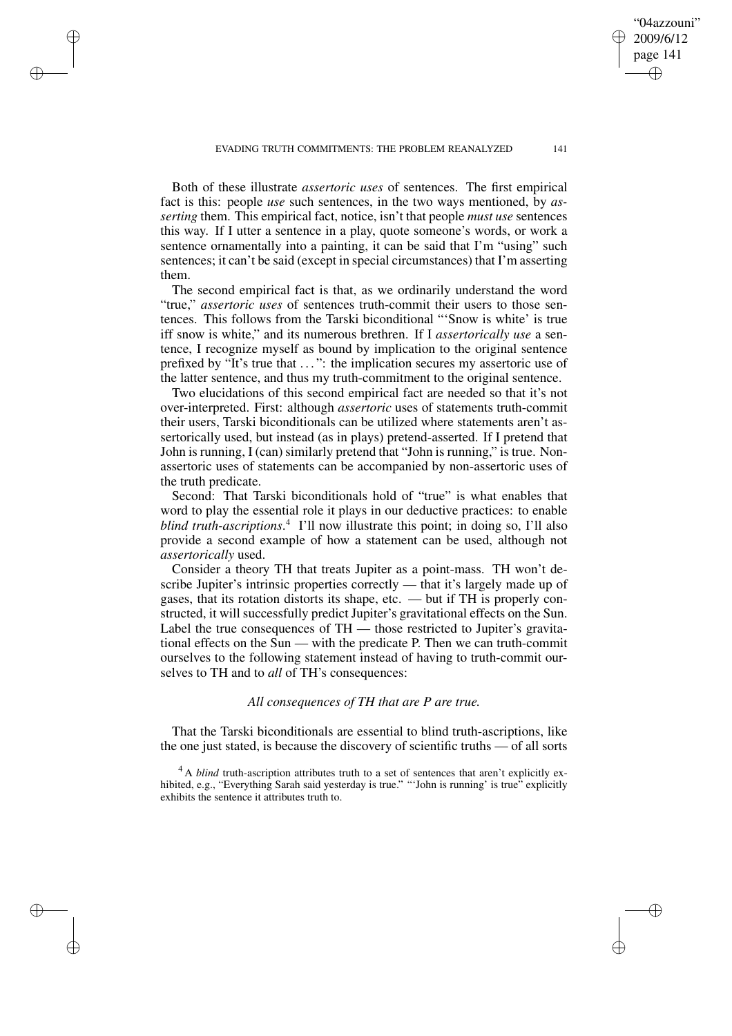Both of these illustrate *assertoric uses* of sentences. The first empirical fact is this: people *use* such sentences, in the two ways mentioned, by *asserting* them. This empirical fact, notice, isn't that people *must use* sentences this way. If I utter a sentence in a play, quote someone's words, or work a sentence ornamentally into a painting, it can be said that I'm "using" such sentences; it can't be said (except in special circumstances) that I'm asserting them.

The second empirical fact is that, as we ordinarily understand the word "true," *assertoric uses* of sentences truth-commit their users to those sentences. This follows from the Tarski biconditional "'Snow is white' is true iff snow is white," and its numerous brethren. If I *assertorically use* a sentence, I recognize myself as bound by implication to the original sentence prefixed by "It's true that ...": the implication secures my assertoric use of the latter sentence, and thus my truth-commitment to the original sentence.

Two elucidations of this second empirical fact are needed so that it's not over-interpreted. First: although *assertoric* uses of statements truth-commit their users, Tarski biconditionals can be utilized where statements aren't assertorically used, but instead (as in plays) pretend-asserted. If I pretend that John is running, I (can) similarly pretend that "John is running," is true. Non-assertoric uses of statements can be accompanied by non-assertoric uses of the truth predicate.

Second: That Tarski biconditionals hold of "true" is what enables that word to play the essential role it plays in our deductive practices: to enable *blind truth-ascriptions*.[4] I'll now illustrate this point; in doing so, I'll also provide a second example of how a statement can be used, although not *assertorically* used.

Consider a theory TH that treats Jupiter as a point-mass. TH won't describe Jupiter's intrinsic properties correctly — that it's largely made up of gases, that its rotation distorts its shape, etc. — but if TH is properly constructed, it will successfully predict Jupiter's gravitational effects on the Sun. Label the true consequences of TH — those restricted to Jupiter's gravitational effects on the Sun — with the predicate P. Then we can truth-commit ourselves to the following statement instead of having to truth-commit ourselves to TH and to *all* of TH's consequences:

*All consequences of TH that are P are true.*

That the Tarski biconditionals are essential to blind truth-ascriptions, like the one just stated, is because the discovery of scientific truths — of all sorts

[4] A *blind* truth-ascription attributes truth to a set of sentences that aren't explicitly exhibited, e.g., "Everything Sarah said yesterday is true." "'John is running' is true" explicitly exhibits the sentence it attributes truth to.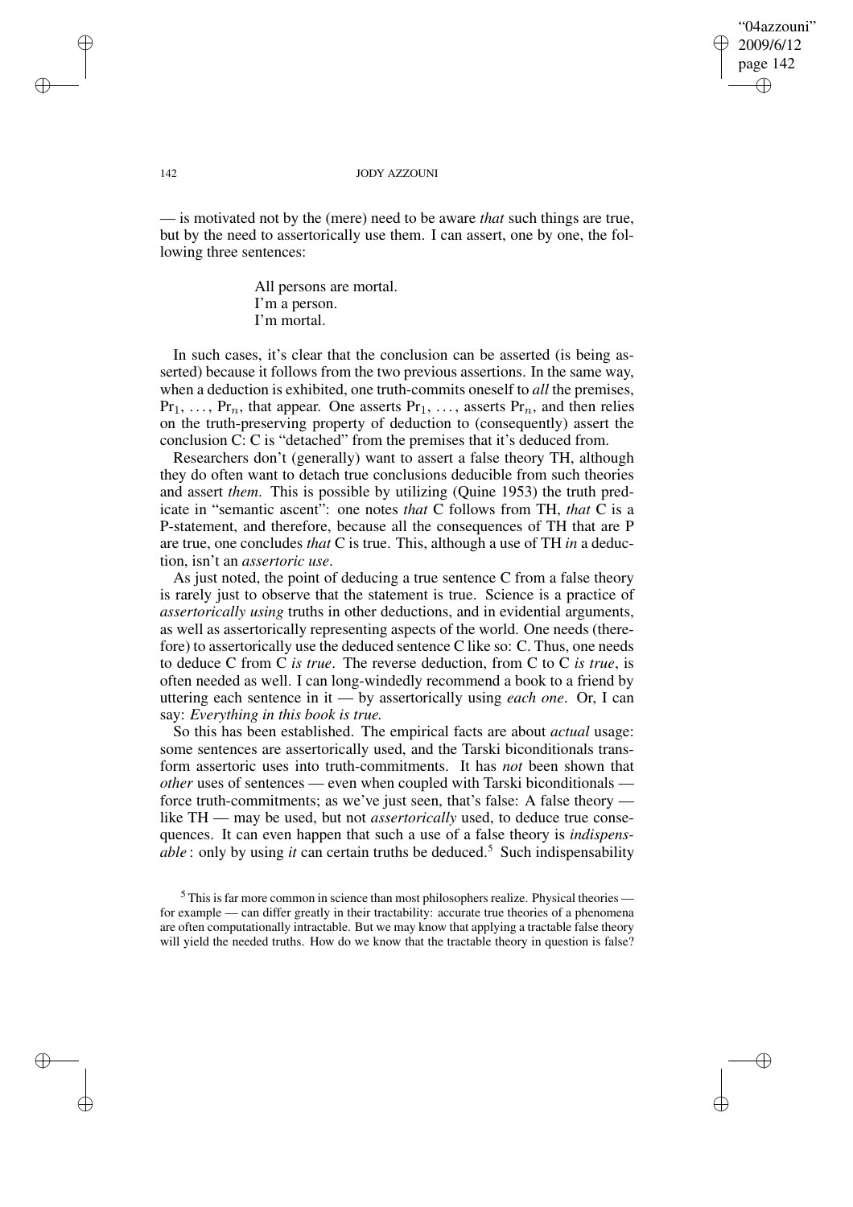— is motivated not by the (mere) need to be aware *that* such things are true, but by the need to assertorically use them. I can assert, one by one, the following three sentences:

> All persons are mortal.
> I'm a person.
> I'm mortal.

In such cases, it's clear that the conclusion can be asserted (is being asserted) because it follows from the two previous assertions. In the same way, when a deduction is exhibited, one truth-commits oneself to *all* the premises, $\mathrm{Pr}_1, \ldots, \mathrm{Pr}_n$, that appear. One asserts $\mathrm{Pr}_1, \ldots,$ asserts $\mathrm{Pr}_n$, and then relies on the truth-preserving property of deduction to (consequently) assert the conclusion C: C is "detached" from the premises that it's deduced from.

Researchers don't (generally) want to assert a false theory TH, although they do often want to detach true conclusions deducible from such theories and assert *them*. This is possible by utilizing (Quine 1953) the truth predicate in "semantic ascent": one notes *that* C follows from TH, *that* C is a P-statement, and therefore, because all the consequences of TH that are P are true, one concludes *that* C is true. This, although a use of TH *in* a deduction, isn't an *assertoric use*.

As just noted, the point of deducing a true sentence C from a false theory is rarely just to observe that the statement is true. Science is a practice of *assertorically using* truths in other deductions, and in evidential arguments, as well as assertorically representing aspects of the world. One needs (therefore) to assertorically use the deduced sentence C like so: C. Thus, one needs to deduce C from C *is true*. The reverse deduction, from C to C *is true*, is often needed as well. I can long-windedly recommend a book to a friend by uttering each sentence in it — by assertorically using *each one*. Or, I can say: *Everything in this book is true.*

So this has been established. The empirical facts are about *actual* usage: some sentences are assertorically used, and the Tarski biconditionals transform assertoric uses into truth-commitments. It has *not* been shown that *other* uses of sentences — even when coupled with Tarski biconditionals — force truth-commitments; as we've just seen, that's false: A false theory — like TH — may be used, but not *assertorically* used, to deduce true consequences. It can even happen that such a use of a false theory is *indispensable*: only by using *it* can certain truths be deduced.[5] Such indispensability

[5] This is far more common in science than most philosophers realize. Physical theories — for example — can differ greatly in their tractability: accurate true theories of a phenomena are often computationally intractable. But we may know that applying a tractable false theory will yield the needed truths. How do we know that the tractable theory in question is false?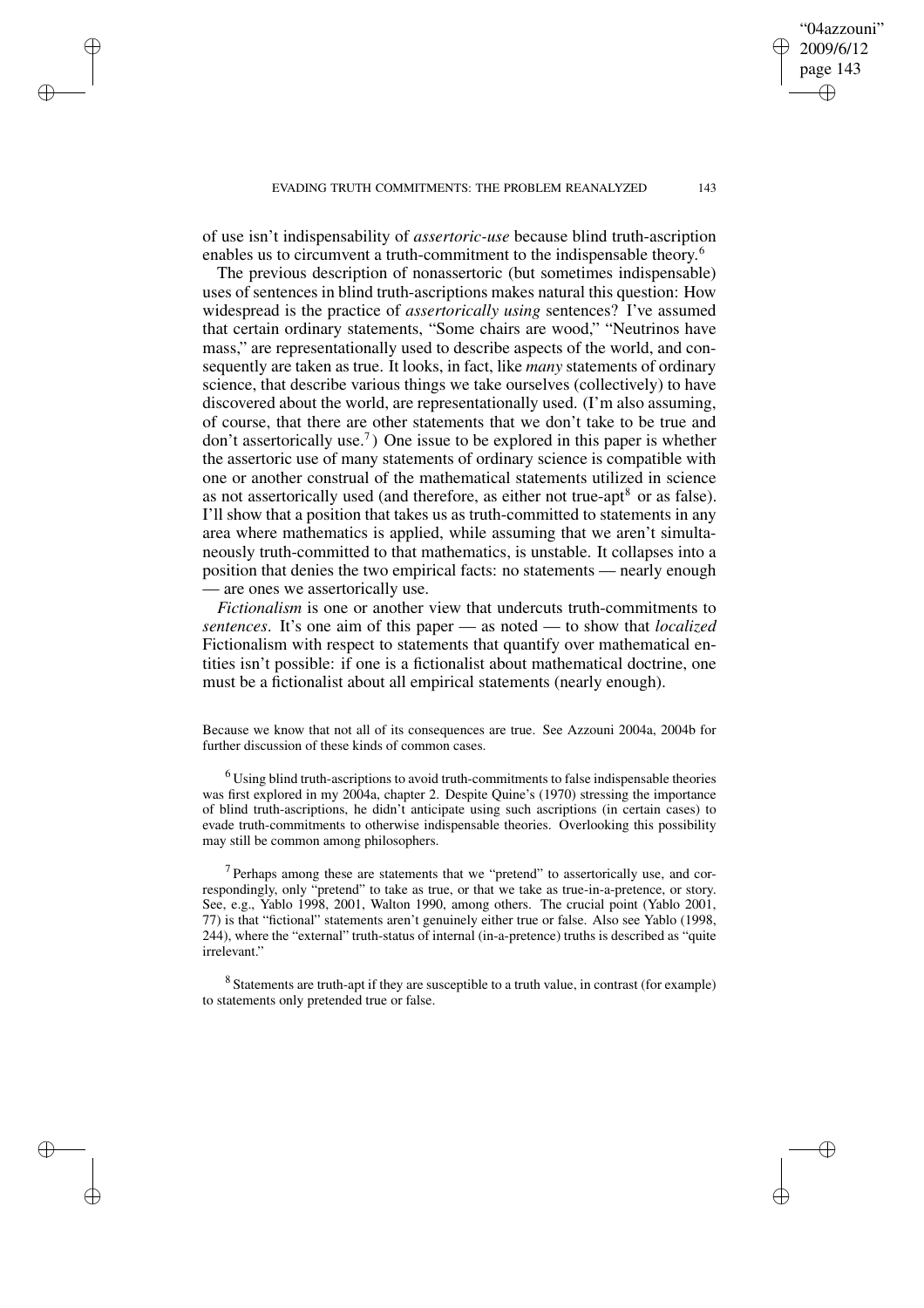of use isn't indispensability of *assertoric-use* because blind truth-ascription enables us to circumvent a truth-commitment to the indispensable theory.[6]

The previous description of nonassertoric (but sometimes indispensable) uses of sentences in blind truth-ascriptions makes natural this question: How widespread is the practice of *assertorically using* sentences? I've assumed that certain ordinary statements, "Some chairs are wood," "Neutrinos have mass," are representationally used to describe aspects of the world, and consequently are taken as true. It looks, in fact, like *many* statements of ordinary science, that describe various things we take ourselves (collectively) to have discovered about the world, are representationally used. (I'm also assuming, of course, that there are other statements that we don't take to be true and don't assertorically use.[7]) One issue to be explored in this paper is whether the assertoric use of many statements of ordinary science is compatible with one or another construal of the mathematical statements utilized in science as not assertorically used (and therefore, as either not true-apt[8] or as false). I'll show that a position that takes us as truth-committed to statements in any area where mathematics is applied, while assuming that we aren't simultaneously truth-committed to that mathematics, is unstable. It collapses into a position that denies the two empirical facts: no statements — nearly enough — are ones we assertorically use.

*Fictionalism* is one or another view that undercuts truth-commitments to *sentences*. It's one aim of this paper — as noted — to show that *localized* Fictionalism with respect to statements that quantify over mathematical entities isn't possible: if one is a fictionalist about mathematical doctrine, one must be a fictionalist about all empirical statements (nearly enough).

Because we know that not all of its consequences are true. See Azzouni 2004a, 2004b for further discussion of these kinds of common cases.

[6] Using blind truth-ascriptions to avoid truth-commitments to false indispensable theories was first explored in my 2004a, chapter 2. Despite Quine's (1970) stressing the importance of blind truth-ascriptions, he didn't anticipate using such ascriptions (in certain cases) to evade truth-commitments to otherwise indispensable theories. Overlooking this possibility may still be common among philosophers.

[7] Perhaps among these are statements that we "pretend" to assertorically use, and correspondingly, only "pretend" to take as true, or that we take as true-in-a-pretence, or story. See, e.g., Yablo 1998, 2001, Walton 1990, among others. The crucial point (Yablo 2001, 77) is that "fictional" statements aren't genuinely either true or false. Also see Yablo (1998, 244), where the "external" truth-status of internal (in-a-pretence) truths is described as "quite irrelevant."

[8] Statements are truth-apt if they are susceptible to a truth value, in contrast (for example) to statements only pretended true or false.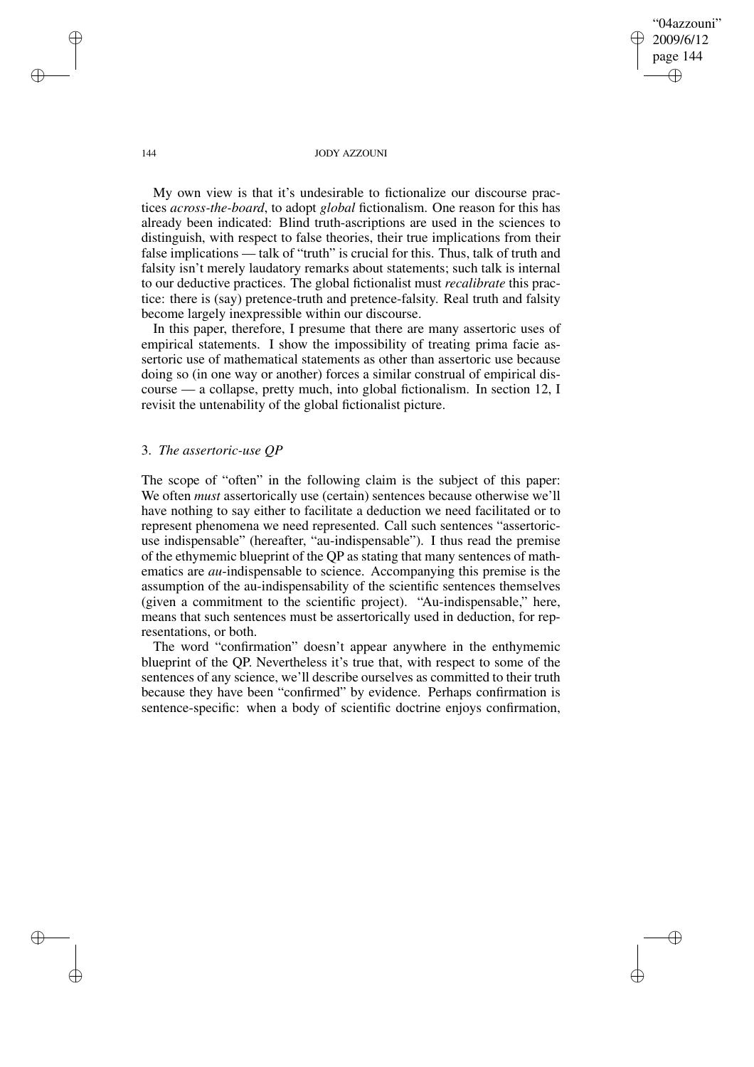My own view is that it's undesirable to fictionalize our discourse practices *across-the-board*, to adopt *global* fictionalism. One reason for this has already been indicated: Blind truth-ascriptions are used in the sciences to distinguish, with respect to false theories, their true implications from their false implications — talk of "truth" is crucial for this. Thus, talk of truth and falsity isn't merely laudatory remarks about statements; such talk is internal to our deductive practices. The global fictionalist must *recalibrate* this practice: there is (say) pretence-truth and pretence-falsity. Real truth and falsity become largely inexpressible within our discourse.

In this paper, therefore, I presume that there are many assertoric uses of empirical statements. I show the impossibility of treating prima facie assertoric use of mathematical statements as other than assertoric use because doing so (in one way or another) forces a similar construal of empirical discourse — a collapse, pretty much, into global fictionalism. In section 12, I revisit the untenability of the global fictionalist picture.

## 3. *The assertoric-use QP*

The scope of "often" in the following claim is the subject of this paper: We often *must* assertorically use (certain) sentences because otherwise we'll have nothing to say either to facilitate a deduction we need facilitated or to represent phenomena we need represented. Call such sentences "assertoric-use indispensable" (hereafter, "au-indispensable"). I thus read the premise of the ethymemic blueprint of the QP as stating that many sentences of mathematics are *au*-indispensable to science. Accompanying this premise is the assumption of the au-indispensability of the scientific sentences themselves (given a commitment to the scientific project). "Au-indispensable," here, means that such sentences must be assertorically used in deduction, for representations, or both.

The word "confirmation" doesn't appear anywhere in the enthymemic blueprint of the QP. Nevertheless it's true that, with respect to some of the sentences of any science, we'll describe ourselves as committed to their truth because they have been "confirmed" by evidence. Perhaps confirmation is sentence-specific: when a body of scientific doctrine enjoys confirmation,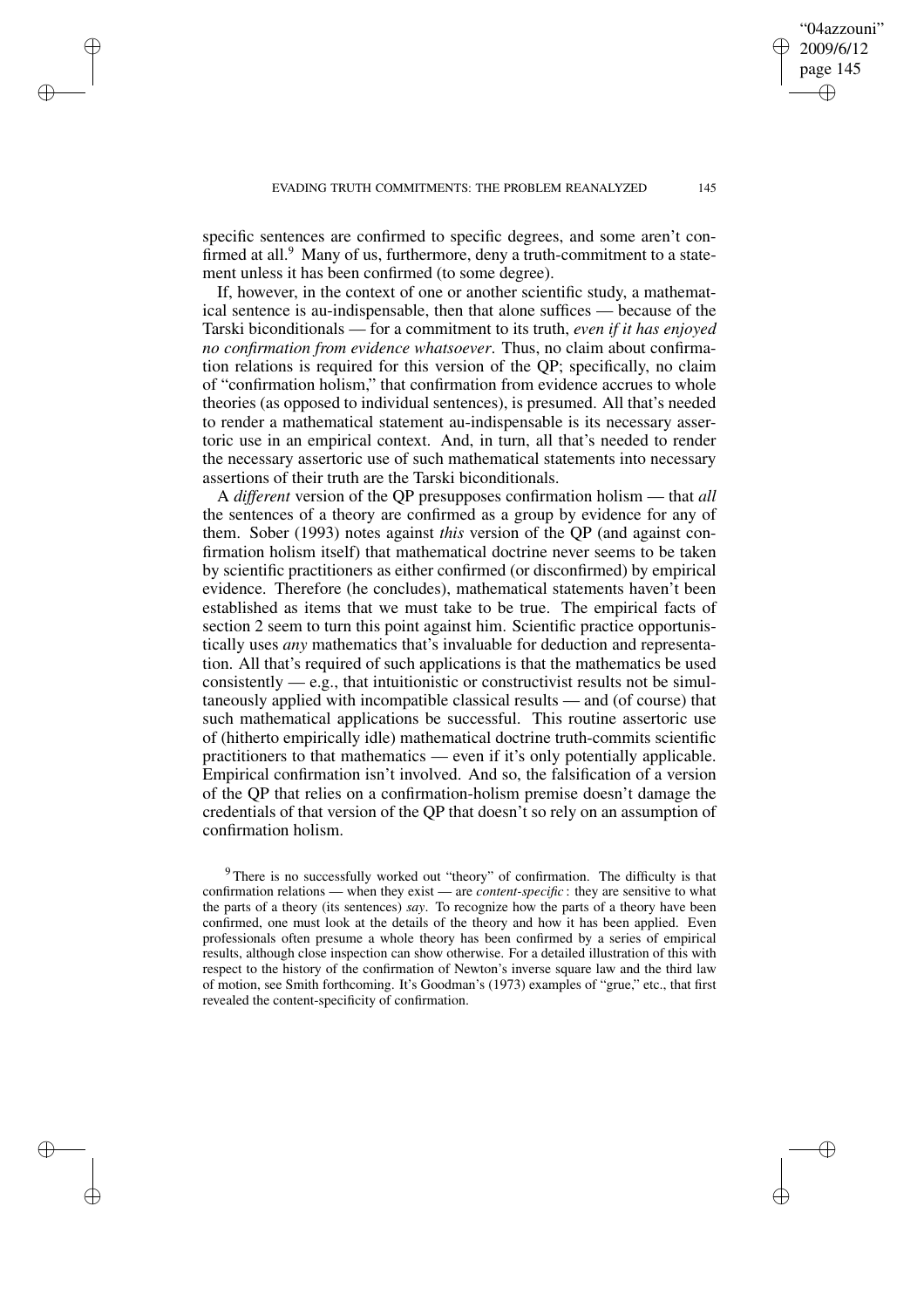specific sentences are confirmed to specific degrees, and some aren't confirmed at all.[9] Many of us, furthermore, deny a truth-commitment to a statement unless it has been confirmed (to some degree).

If, however, in the context of one or another scientific study, a mathematical sentence is au-indispensable, then that alone suffices — because of the Tarski biconditionals — for a commitment to its truth, *even if it has enjoyed no confirmation from evidence whatsoever*. Thus, no claim about confirmation relations is required for this version of the QP; specifically, no claim of "confirmation holism," that confirmation from evidence accrues to whole theories (as opposed to individual sentences), is presumed. All that's needed to render a mathematical statement au-indispensable is its necessary assertoric use in an empirical context. And, in turn, all that's needed to render the necessary assertoric use of such mathematical statements into necessary assertions of their truth are the Tarski biconditionals.

A *different* version of the QP presupposes confirmation holism — that *all* the sentences of a theory are confirmed as a group by evidence for any of them. Sober (1993) notes against *this* version of the QP (and against confirmation holism itself) that mathematical doctrine never seems to be taken by scientific practitioners as either confirmed (or disconfirmed) by empirical evidence. Therefore (he concludes), mathematical statements haven't been established as items that we must take to be true. The empirical facts of section 2 seem to turn this point against him. Scientific practice opportunistically uses *any* mathematics that's invaluable for deduction and representation. All that's required of such applications is that the mathematics be used consistently — e.g., that intuitionistic or constructivist results not be simultaneously applied with incompatible classical results — and (of course) that such mathematical applications be successful. This routine assertoric use of (hitherto empirically idle) mathematical doctrine truth-commits scientific practitioners to that mathematics — even if it's only potentially applicable. Empirical confirmation isn't involved. And so, the falsification of a version of the QP that relies on a confirmation-holism premise doesn't damage the credentials of that version of the QP that doesn't so rely on an assumption of confirmation holism.

[9] There is no successfully worked out "theory" of confirmation. The difficulty is that confirmation relations — when they exist — are *content-specific*: they are sensitive to what the parts of a theory (its sentences) *say*. To recognize how the parts of a theory have been confirmed, one must look at the details of the theory and how it has been applied. Even professionals often presume a whole theory has been confirmed by a series of empirical results, although close inspection can show otherwise. For a detailed illustration of this with respect to the history of the confirmation of Newton's inverse square law and the third law of motion, see Smith forthcoming. It's Goodman's (1973) examples of "grue," etc., that first revealed the content-specificity of confirmation.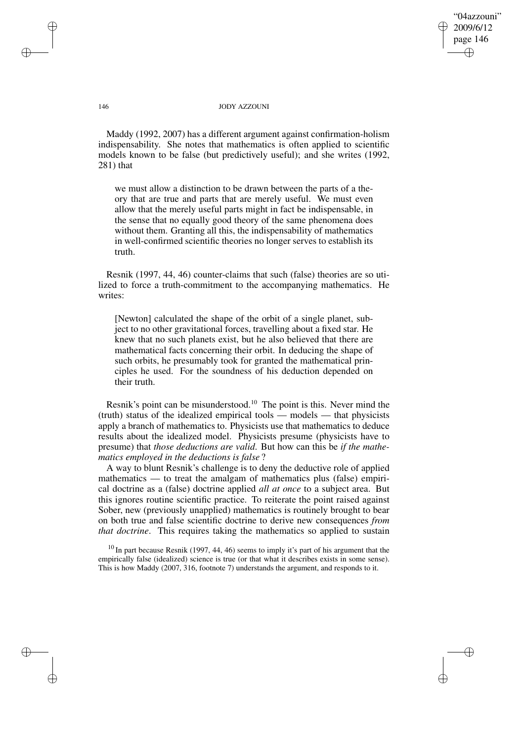Maddy (1992, 2007) has a different argument against confirmation-holism indispensability. She notes that mathematics is often applied to scientific models known to be false (but predictively useful); and she writes (1992, 281) that

> we must allow a distinction to be drawn between the parts of a theory that are true and parts that are merely useful. We must even allow that the merely useful parts might in fact be indispensable, in the sense that no equally good theory of the same phenomena does without them. Granting all this, the indispensability of mathematics in well-confirmed scientific theories no longer serves to establish its truth.

Resnik (1997, 44, 46) counter-claims that such (false) theories are so utilized to force a truth-commitment to the accompanying mathematics. He writes:

> [Newton] calculated the shape of the orbit of a single planet, subject to no other gravitational forces, travelling about a fixed star. He knew that no such planets exist, but he also believed that there are mathematical facts concerning their orbit. In deducing the shape of such orbits, he presumably took for granted the mathematical principles he used. For the soundness of his deduction depended on their truth.

Resnik's point can be misunderstood.[10] The point is this. Never mind the (truth) status of the idealized empirical tools — models — that physicists apply a branch of mathematics to. Physicists use that mathematics to deduce results about the idealized model. Physicists presume (physicists have to presume) that *those deductions are valid*. But how can this be *if the mathematics employed in the deductions is false*?

A way to blunt Resnik's challenge is to deny the deductive role of applied mathematics — to treat the amalgam of mathematics plus (false) empirical doctrine as a (false) doctrine applied *all at once* to a subject area. But this ignores routine scientific practice. To reiterate the point raised against Sober, new (previously unapplied) mathematics is routinely brought to bear on both true and false scientific doctrine to derive new consequences *from that doctrine*. This requires taking the mathematics so applied to sustain

[10] In part because Resnik (1997, 44, 46) seems to imply it's part of his argument that the empirically false (idealized) science is true (or that what it describes exists in some sense). This is how Maddy (2007, 316, footnote 7) understands the argument, and responds to it.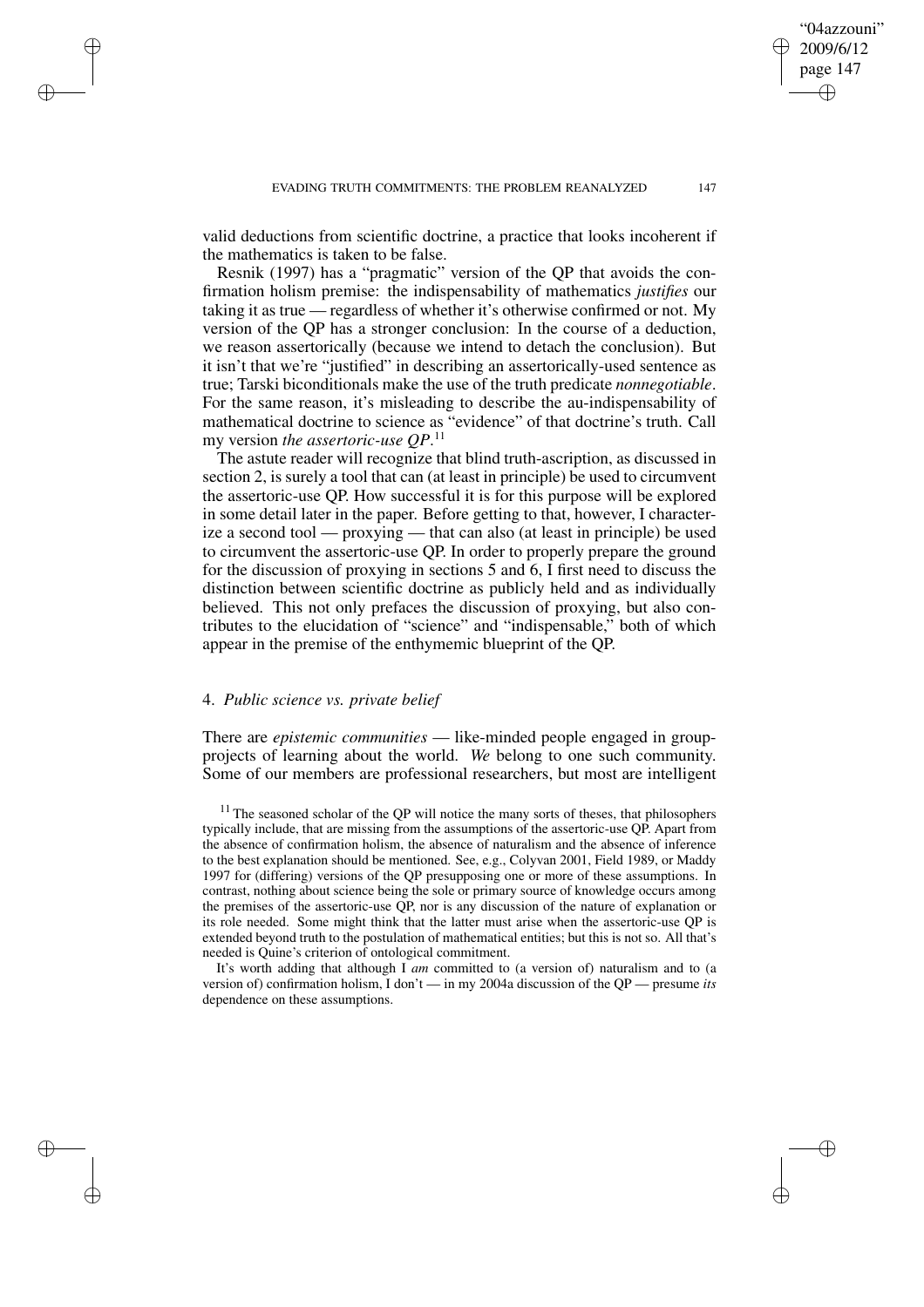valid deductions from scientific doctrine, a practice that looks incoherent if the mathematics is taken to be false.

Resnik (1997) has a "pragmatic" version of the QP that avoids the confirmation holism premise: the indispensability of mathematics *justifies* our taking it as true — regardless of whether it's otherwise confirmed or not. My version of the QP has a stronger conclusion: In the course of a deduction, we reason assertorically (because we intend to detach the conclusion). But it isn't that we're "justified" in describing an assertorically-used sentence as true; Tarski biconditionals make the use of the truth predicate *nonnegotiable*. For the same reason, it's misleading to describe the au-indispensability of mathematical doctrine to science as "evidence" of that doctrine's truth. Call my version *the assertoric-use QP*.[11]

The astute reader will recognize that blind truth-ascription, as discussed in section 2, is surely a tool that can (at least in principle) be used to circumvent the assertoric-use QP. How successful it is for this purpose will be explored in some detail later in the paper. Before getting to that, however, I characterize a second tool — proxying — that can also (at least in principle) be used to circumvent the assertoric-use QP. In order to properly prepare the ground for the discussion of proxying in sections 5 and 6, I first need to discuss the distinction between scientific doctrine as publicly held and as individually believed. This not only prefaces the discussion of proxying, but also contributes to the elucidation of "science" and "indispensable," both of which appear in the premise of the enthymemic blueprint of the QP.

## 4. *Public science vs. private belief*

There are *epistemic communities* — like-minded people engaged in group-projects of learning about the world. *We* belong to one such community. Some of our members are professional researchers, but most are intelligent

[11] The seasoned scholar of the QP will notice the many sorts of theses, that philosophers typically include, that are missing from the assumptions of the assertoric-use QP. Apart from the absence of confirmation holism, the absence of naturalism and the absence of inference to the best explanation should be mentioned. See, e.g., Colyvan 2001, Field 1989, or Maddy 1997 for (differing) versions of the QP presupposing one or more of these assumptions. In contrast, nothing about science being the sole or primary source of knowledge occurs among the premises of the assertoric-use QP, nor is any discussion of the nature of explanation or its role needed. Some might think that the latter must arise when the assertoric-use QP is extended beyond truth to the postulation of mathematical entities; but this is not so. All that's needed is Quine's criterion of ontological commitment.

It's worth adding that although I *am* committed to (a version of) naturalism and to (a version of) confirmation holism, I don't — in my 2004a discussion of the QP — presume *its* dependence on these assumptions.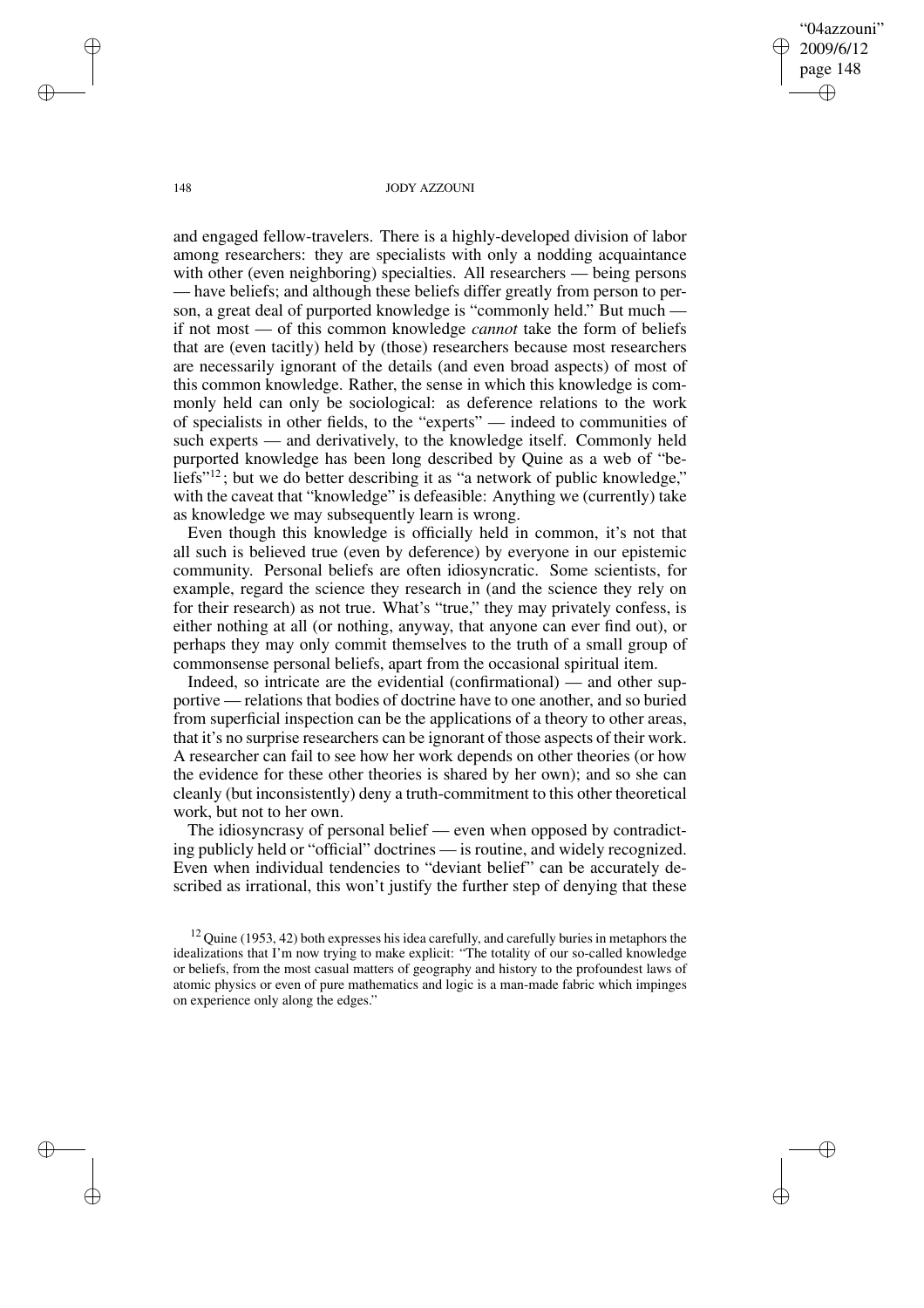and engaged fellow-travelers. There is a highly-developed division of labor among researchers: they are specialists with only a nodding acquaintance with other (even neighboring) specialties. All researchers — being persons — have beliefs; and although these beliefs differ greatly from person to person, a great deal of purported knowledge is "commonly held." But much — if not most — of this common knowledge *cannot* take the form of beliefs that are (even tacitly) held by (those) researchers because most researchers are necessarily ignorant of the details (and even broad aspects) of most of this common knowledge. Rather, the sense in which this knowledge is commonly held can only be sociological: as deference relations to the work of specialists in other fields, to the "experts" — indeed to communities of such experts — and derivatively, to the knowledge itself. Commonly held purported knowledge has been long described by Quine as a web of "beliefs"[12]; but we do better describing it as "a network of public knowledge," with the caveat that "knowledge" is defeasible: Anything we (currently) take as knowledge we may subsequently learn is wrong.

Even though this knowledge is officially held in common, it's not that all such is believed true (even by deference) by everyone in our epistemic community. Personal beliefs are often idiosyncratic. Some scientists, for example, regard the science they research in (and the science they rely on for their research) as not true. What's "true," they may privately confess, is either nothing at all (or nothing, anyway, that anyone can ever find out), or perhaps they may only commit themselves to the truth of a small group of commonsense personal beliefs, apart from the occasional spiritual item.

Indeed, so intricate are the evidential (confirmational) — and other supportive — relations that bodies of doctrine have to one another, and so buried from superficial inspection can be the applications of a theory to other areas, that it's no surprise researchers can be ignorant of those aspects of their work. A researcher can fail to see how her work depends on other theories (or how the evidence for these other theories is shared by her own); and so she can cleanly (but inconsistently) deny a truth-commitment to this other theoretical work, but not to her own.

The idiosyncrasy of personal belief — even when opposed by contradicting publicly held or "official" doctrines — is routine, and widely recognized. Even when individual tendencies to "deviant belief" can be accurately described as irrational, this won't justify the further step of denying that these

[12] Quine (1953, 42) both expresses his idea carefully, and carefully buries in metaphors the idealizations that I'm now trying to make explicit: "The totality of our so-called knowledge or beliefs, from the most casual matters of geography and history to the profoundest laws of atomic physics or even of pure mathematics and logic is a man-made fabric which impinges on experience only along the edges."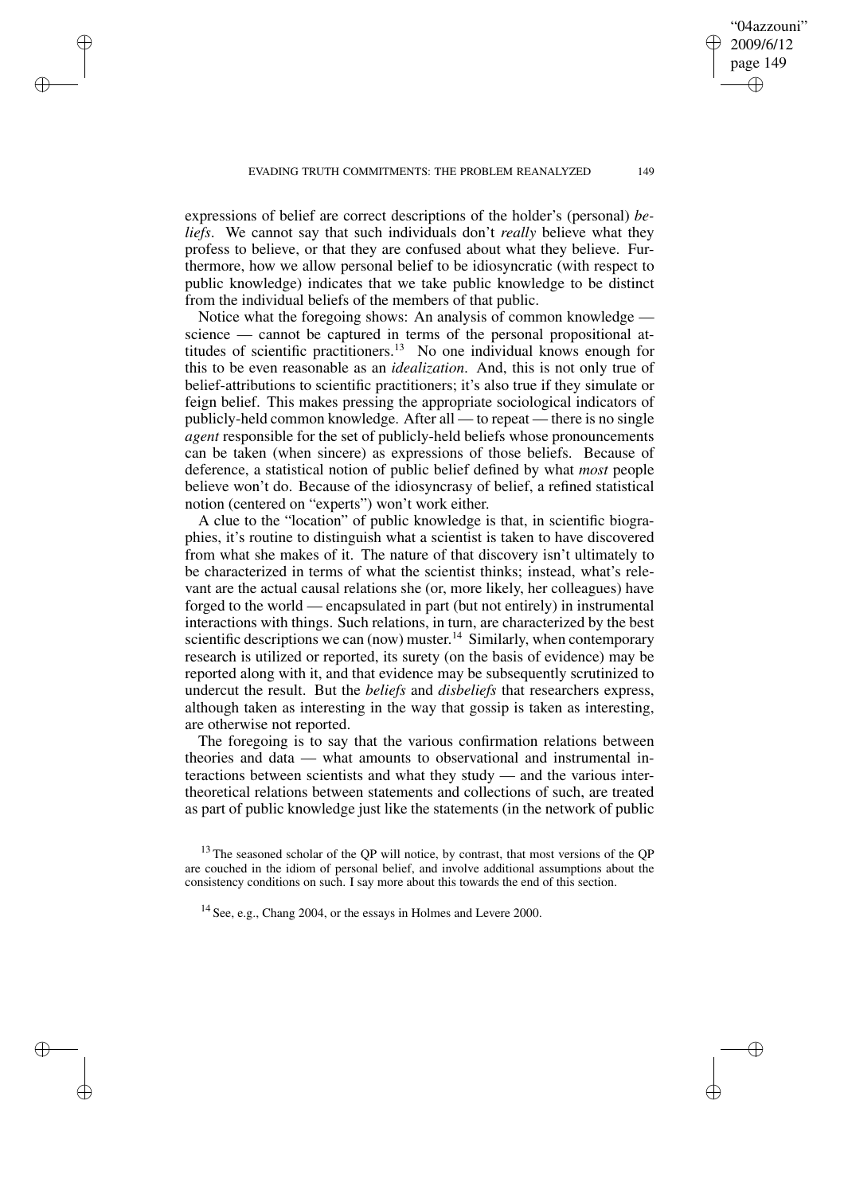expressions of belief are correct descriptions of the holder's (personal) *beliefs*. We cannot say that such individuals don't *really* believe what they profess to believe, or that they are confused about what they believe. Furthermore, how we allow personal belief to be idiosyncratic (with respect to public knowledge) indicates that we take public knowledge to be distinct from the individual beliefs of the members of that public.

Notice what the foregoing shows: An analysis of common knowledge — science — cannot be captured in terms of the personal propositional attitudes of scientific practitioners.[13] No one individual knows enough for this to be even reasonable as an *idealization*. And, this is not only true of belief-attributions to scientific practitioners; it's also true if they simulate or feign belief. This makes pressing the appropriate sociological indicators of publicly-held common knowledge. After all — to repeat — there is no single *agent* responsible for the set of publicly-held beliefs whose pronouncements can be taken (when sincere) as expressions of those beliefs. Because of deference, a statistical notion of public belief defined by what *most* people believe won't do. Because of the idiosyncrasy of belief, a refined statistical notion (centered on "experts") won't work either.

A clue to the "location" of public knowledge is that, in scientific biographies, it's routine to distinguish what a scientist is taken to have discovered from what she makes of it. The nature of that discovery isn't ultimately to be characterized in terms of what the scientist thinks; instead, what's relevant are the actual causal relations she (or, more likely, her colleagues) have forged to the world — encapsulated in part (but not entirely) in instrumental interactions with things. Such relations, in turn, are characterized by the best scientific descriptions we can (now) muster.[14] Similarly, when contemporary research is utilized or reported, its surety (on the basis of evidence) may be reported along with it, and that evidence may be subsequently scrutinized to undercut the result. But the *beliefs* and *disbeliefs* that researchers express, although taken as interesting in the way that gossip is taken as interesting, are otherwise not reported.

The foregoing is to say that the various confirmation relations between theories and data — what amounts to observational and instrumental interactions between scientists and what they study — and the various intertheoretical relations between statements and collections of such, are treated as part of public knowledge just like the statements (in the network of public

[13] The seasoned scholar of the QP will notice, by contrast, that most versions of the QP are couched in the idiom of personal belief, and involve additional assumptions about the consistency conditions on such. I say more about this towards the end of this section.

[14] See, e.g., Chang 2004, or the essays in Holmes and Levere 2000.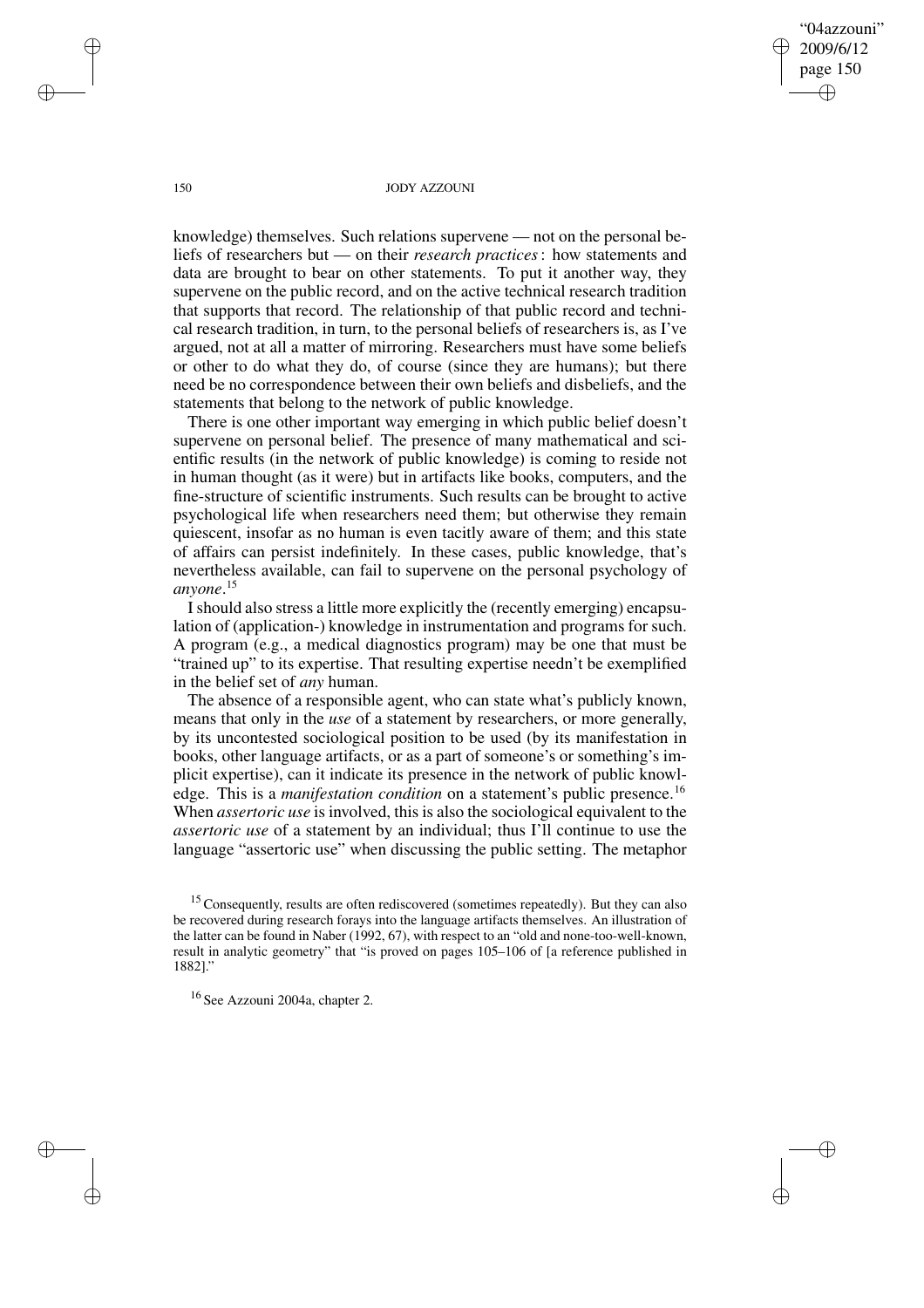knowledge) themselves. Such relations supervene — not on the personal beliefs of researchers but — on their *research practices*: how statements and data are brought to bear on other statements. To put it another way, they supervene on the public record, and on the active technical research tradition that supports that record. The relationship of that public record and technical research tradition, in turn, to the personal beliefs of researchers is, as I've argued, not at all a matter of mirroring. Researchers must have some beliefs or other to do what they do, of course (since they are humans); but there need be no correspondence between their own beliefs and disbeliefs, and the statements that belong to the network of public knowledge.

There is one other important way emerging in which public belief doesn't supervene on personal belief. The presence of many mathematical and scientific results (in the network of public knowledge) is coming to reside not in human thought (as it were) but in artifacts like books, computers, and the fine-structure of scientific instruments. Such results can be brought to active psychological life when researchers need them; but otherwise they remain quiescent, insofar as no human is even tacitly aware of them; and this state of affairs can persist indefinitely. In these cases, public knowledge, that's nevertheless available, can fail to supervene on the personal psychology of *anyone*.[15]

I should also stress a little more explicitly the (recently emerging) encapsulation of (application-) knowledge in instrumentation and programs for such. A program (e.g., a medical diagnostics program) may be one that must be "trained up" to its expertise. That resulting expertise needn't be exemplified in the belief set of *any* human.

The absence of a responsible agent, who can state what's publicly known, means that only in the *use* of a statement by researchers, or more generally, by its uncontested sociological position to be used (by its manifestation in books, other language artifacts, or as a part of someone's or something's implicit expertise), can it indicate its presence in the network of public knowledge. This is a *manifestation condition* on a statement's public presence.[16] When *assertoric use* is involved, this is also the sociological equivalent to the *assertoric use* of a statement by an individual; thus I'll continue to use the language "assertoric use" when discussing the public setting. The metaphor

[15] Consequently, results are often rediscovered (sometimes repeatedly). But they can also be recovered during research forays into the language artifacts themselves. An illustration of the latter can be found in Naber (1992, 67), with respect to an "old and none-too-well-known, result in analytic geometry" that "is proved on pages 105–106 of [a reference published in 1882]."

[16] See Azzouni 2004a, chapter 2.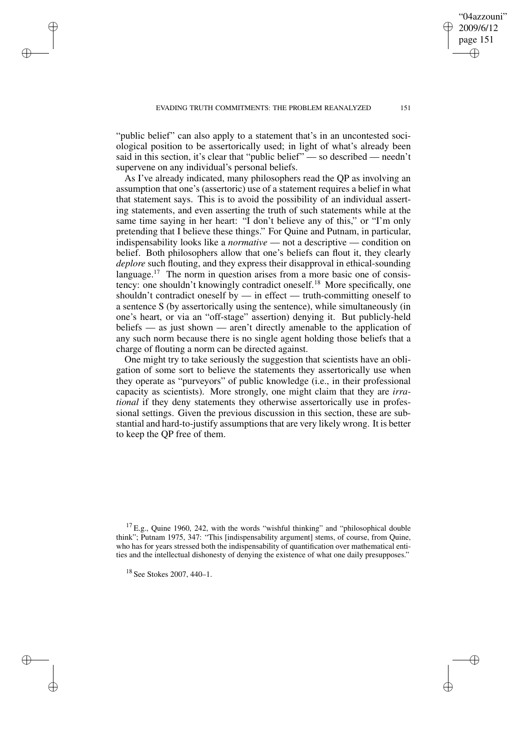"public belief" can also apply to a statement that's in an uncontested sociological position to be assertorically used; in light of what's already been said in this section, it's clear that "public belief" — so described — needn't supervene on any individual's personal beliefs.

As I've already indicated, many philosophers read the QP as involving an assumption that one's (assertoric) use of a statement requires a belief in what that statement says. This is to avoid the possibility of an individual asserting statements, and even asserting the truth of such statements while at the same time saying in her heart: "I don't believe any of this," or "I'm only pretending that I believe these things." For Quine and Putnam, in particular, indispensability looks like a *normative* — not a descriptive — condition on belief. Both philosophers allow that one's beliefs can flout it, they clearly *deplore* such flouting, and they express their disapproval in ethical-sounding language.[17] The norm in question arises from a more basic one of consistency: one shouldn't knowingly contradict oneself.[18] More specifically, one shouldn't contradict oneself by — in effect — truth-committing oneself to a sentence S (by assertorically using the sentence), while simultaneously (in one's heart, or via an "off-stage" assertion) denying it. But publicly-held beliefs — as just shown — aren't directly amenable to the application of any such norm because there is no single agent holding those beliefs that a charge of flouting a norm can be directed against.

One might try to take seriously the suggestion that scientists have an obligation of some sort to believe the statements they assertorically use when they operate as "purveyors" of public knowledge (i.e., in their professional capacity as scientists). More strongly, one might claim that they are *irrational* if they deny statements they otherwise assertorically use in professional settings. Given the previous discussion in this section, these are substantial and hard-to-justify assumptions that are very likely wrong. It is better to keep the QP free of them.

[17] E.g., Quine 1960, 242, with the words "wishful thinking" and "philosophical double think"; Putnam 1975, 347: "This [indispensability argument] stems, of course, from Quine, who has for years stressed both the indispensability of quantification over mathematical entities and the intellectual dishonesty of denying the existence of what one daily presupposes."

[18] See Stokes 2007, 440–1.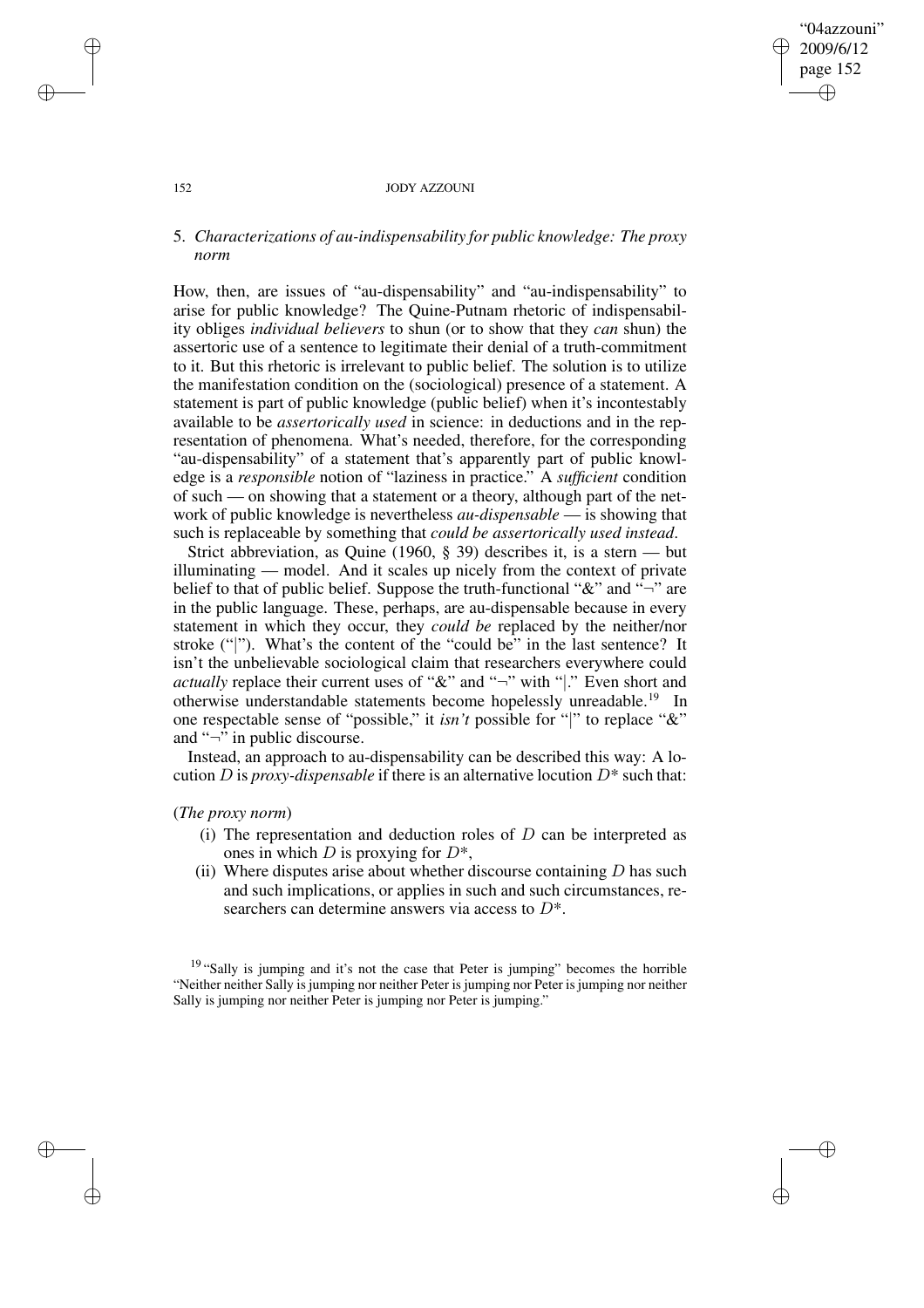## 5. *Characterizations of au-indispensability for public knowledge: The proxy norm*

How, then, are issues of "au-dispensability" and "au-indispensability" to arise for public knowledge? The Quine-Putnam rhetoric of indispensability obliges *individual believers* to shun (or to show that they *can* shun) the assertoric use of a sentence to legitimate their denial of a truth-commitment to it. But this rhetoric is irrelevant to public belief. The solution is to utilize the manifestation condition on the (sociological) presence of a statement. A statement is part of public knowledge (public belief) when it's incontestably available to be *assertorically used* in science: in deductions and in the representation of phenomena. What's needed, therefore, for the corresponding "au-dispensability" of a statement that's apparently part of public knowledge is a *responsible* notion of "laziness in practice." A *sufficient* condition of such — on showing that a statement or a theory, although part of the network of public knowledge is nevertheless *au-dispensable* — is showing that such is replaceable by something that *could be assertorically used instead*.

Strict abbreviation, as Quine (1960, § 39) describes it, is a stern — but illuminating — model. And it scales up nicely from the context of private belief to that of public belief. Suppose the truth-functional "&" and "¬" are in the public language. These, perhaps, are au-dispensable because in every statement in which they occur, they *could be* replaced by the neither/nor stroke ("|"). What's the content of the "could be" in the last sentence? It isn't the unbelievable sociological claim that researchers everywhere could *actually* replace their current uses of "&" and "¬" with "|." Even short and otherwise understandable statements become hopelessly unreadable.[19] In one respectable sense of "possible," it *isn't* possible for "|" to replace "&" and "¬" in public discourse.

Instead, an approach to au-dispensability can be described this way: A locution $D$ is *proxy-dispensable* if there is an alternative locution $D^*$ such that:

(*The proxy norm*)

(i) The representation and deduction roles of $D$ can be interpreted as ones in which $D$ is proxying for $D^*$,

(ii) Where disputes arise about whether discourse containing $D$ has such and such implications, or applies in such and such circumstances, researchers can determine answers via access to $D^*$.

[19] "Sally is jumping and it's not the case that Peter is jumping" becomes the horrible "Neither neither Sally is jumping nor neither Peter is jumping nor Peter is jumping nor neither Sally is jumping nor neither Peter is jumping nor Peter is jumping."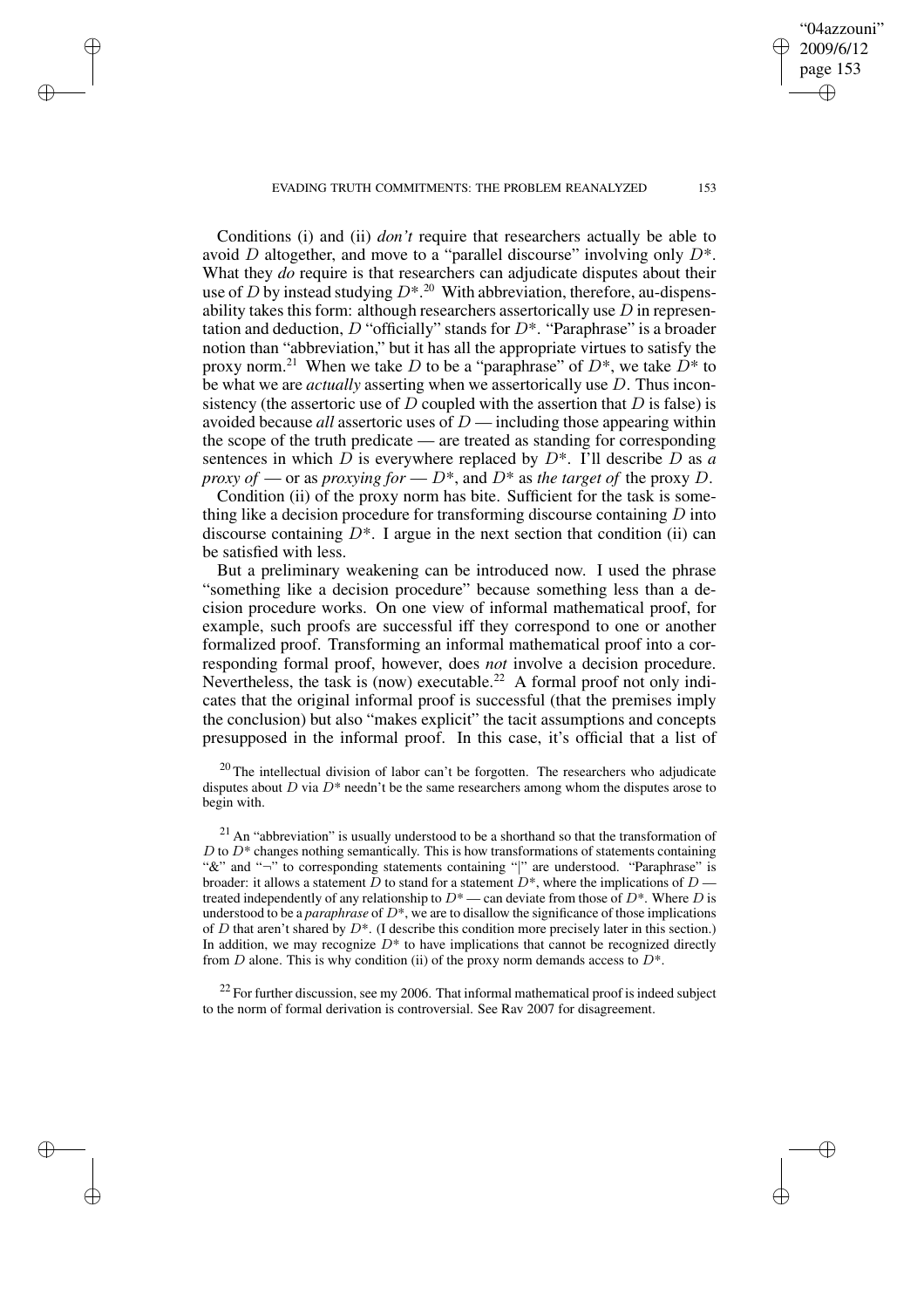Conditions (i) and (ii) *don't* require that researchers actually be able to avoid $D$ altogether, and move to a "parallel discourse" involving only $D*$. What they *do* require is that researchers can adjudicate disputes about their use of $D$ by instead studying $D*$.[20] With abbreviation, therefore, au-dispensability takes this form: although researchers assertorically use $D$ in representation and deduction, $D$ "officially" stands for $D*$. "Paraphrase" is a broader notion than "abbreviation," but it has all the appropriate virtues to satisfy the proxy norm.[21] When we take $D$ to be a "paraphrase" of $D*$, we take $D*$ to be what we are *actually* asserting when we assertorically use $D$. Thus inconsistency (the assertoric use of $D$ coupled with the assertion that $D$ is false) is avoided because *all* assertoric uses of $D$ — including those appearing within the scope of the truth predicate — are treated as standing for corresponding sentences in which $D$ is everywhere replaced by $D*$. I'll describe $D$ as *a proxy of* — or as *proxying for* — $D*$, and $D*$ as *the target of* the proxy $D$.

Condition (ii) of the proxy norm has bite. Sufficient for the task is something like a decision procedure for transforming discourse containing $D$ into discourse containing $D*$. I argue in the next section that condition (ii) can be satisfied with less.

But a preliminary weakening can be introduced now. I used the phrase "something like a decision procedure" because something less than a decision procedure works. On one view of informal mathematical proof, for example, such proofs are successful iff they correspond to one or another formalized proof. Transforming an informal mathematical proof into a corresponding formal proof, however, does *not* involve a decision procedure. Nevertheless, the task is (now) executable.[22] A formal proof not only indicates that the original informal proof is successful (that the premises imply the conclusion) but also "makes explicit" the tacit assumptions and concepts presupposed in the informal proof. In this case, it's official that a list of

[20] The intellectual division of labor can't be forgotten. The researchers who adjudicate disputes about $D$ via $D*$ needn't be the same researchers among whom the disputes arose to begin with.

[21] An "abbreviation" is usually understood to be a shorthand so that the transformation of $D$ to $D*$ changes nothing semantically. This is how transformations of statements containing "&" and "¬" to corresponding statements containing "|" are understood. "Paraphrase" is broader: it allows a statement $D$ to stand for a statement $D*$, where the implications of $D$ — treated independently of any relationship to $D*$ — can deviate from those of $D*$. Where $D$ is understood to be a *paraphrase* of $D*$, we are to disallow the significance of those implications of $D$ that aren't shared by $D*$. (I describe this condition more precisely later in this section.) In addition, we may recognize $D*$ to have implications that cannot be recognized directly from $D$ alone. This is why condition (ii) of the proxy norm demands access to $D*$.

[22] For further discussion, see my 2006. That informal mathematical proof is indeed subject to the norm of formal derivation is controversial. See Rav 2007 for disagreement.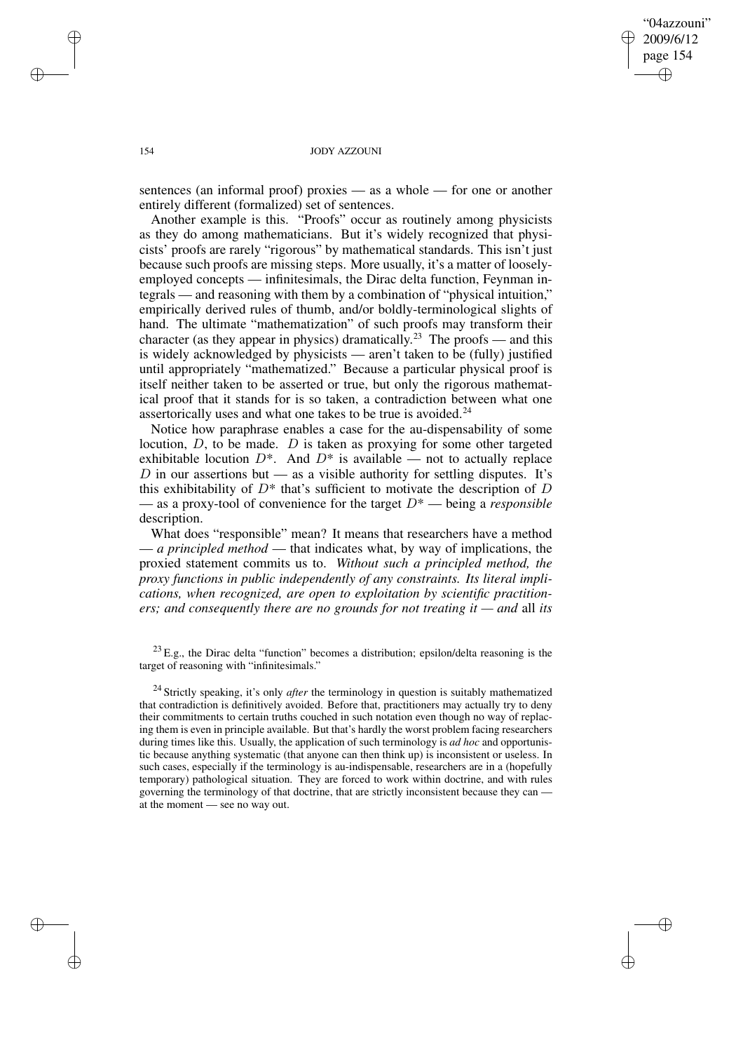sentences (an informal proof) proxies — as a whole — for one or another entirely different (formalized) set of sentences.

Another example is this. "Proofs" occur as routinely among physicists as they do among mathematicians. But it's widely recognized that physicists' proofs are rarely "rigorous" by mathematical standards. This isn't just because such proofs are missing steps. More usually, it's a matter of loosely-employed concepts — infinitesimals, the Dirac delta function, Feynman integrals — and reasoning with them by a combination of "physical intuition," empirically derived rules of thumb, and/or boldly-terminological slights of hand. The ultimate "mathematization" of such proofs may transform their character (as they appear in physics) dramatically.[23] The proofs — and this is widely acknowledged by physicists — aren't taken to be (fully) justified until appropriately "mathematized." Because a particular physical proof is itself neither taken to be asserted or true, but only the rigorous mathematical proof that it stands for is so taken, a contradiction between what one assertorically uses and what one takes to be true is avoided.[24]

Notice how paraphrase enables a case for the au-dispensability of some locution, $D$, to be made. $D$ is taken as proxying for some other targeted exhibitable locution $D^*$. And $D^*$ is available — not to actually replace $D$ in our assertions but — as a visible authority for settling disputes. It's this exhibitability of $D^*$ that's sufficient to motivate the description of $D$ — as a proxy-tool of convenience for the target $D^*$ — being a *responsible* description.

What does "responsible" mean? It means that researchers have a method — *a principled method* — that indicates what, by way of implications, the proxied statement commits us to. *Without such a principled method, the proxy functions in public independently of any constraints. Its literal implications, when recognized, are open to exploitation by scientific practitioners; and consequently there are no grounds for not treating it — and* all *its*

[23] E.g., the Dirac delta "function" becomes a distribution; epsilon/delta reasoning is the target of reasoning with "infinitesimals."

[24] Strictly speaking, it's only *after* the terminology in question is suitably mathematized that contradiction is definitively avoided. Before that, practitioners may actually try to deny their commitments to certain truths couched in such notation even though no way of replacing them is even in principle available. But that's hardly the worst problem facing researchers during times like this. Usually, the application of such terminology is *ad hoc* and opportunistic because anything systematic (that anyone can then think up) is inconsistent or useless. In such cases, especially if the terminology is au-indispensable, researchers are in a (hopefully temporary) pathological situation. They are forced to work within doctrine, and with rules governing the terminology of that doctrine, that are strictly inconsistent because they can — at the moment — see no way out.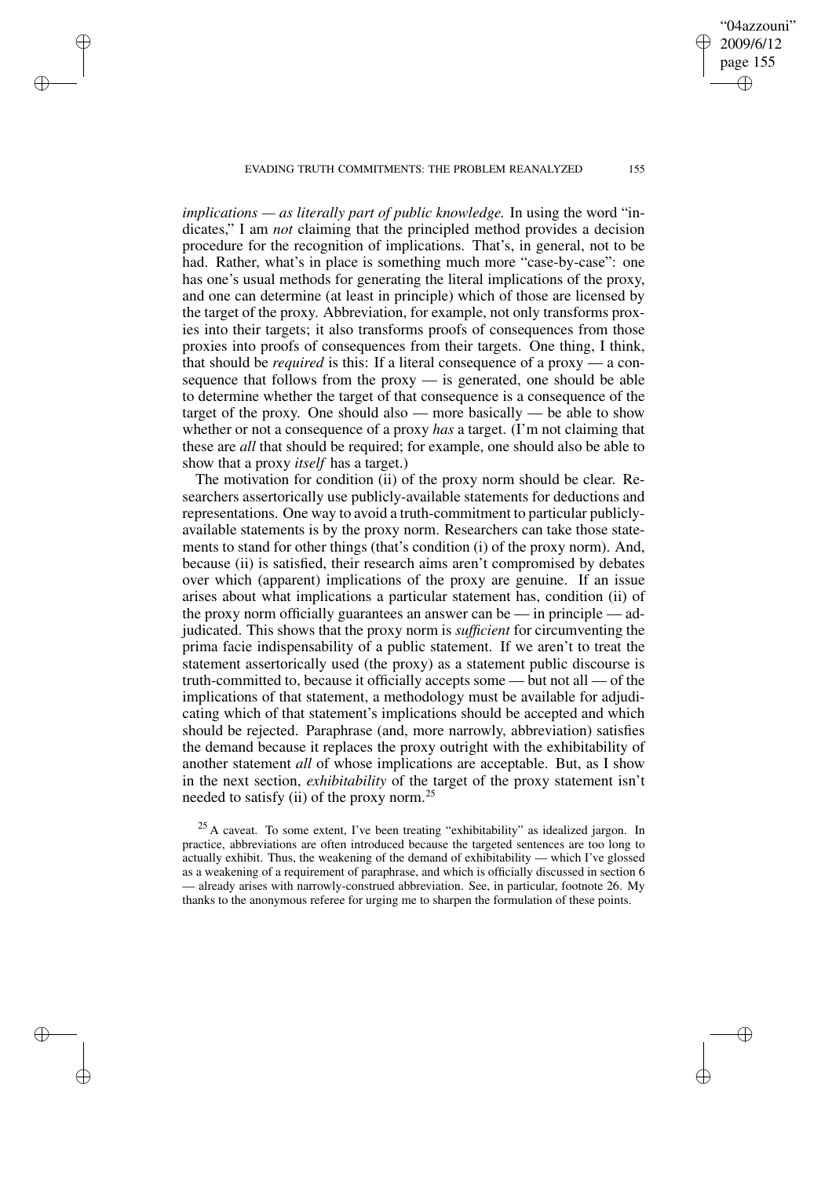*implications — as literally part of public knowledge.* In using the word "indicates," I am *not* claiming that the principled method provides a decision procedure for the recognition of implications. That's, in general, not to be had. Rather, what's in place is something much more "case-by-case": one has one's usual methods for generating the literal implications of the proxy, and one can determine (at least in principle) which of those are licensed by the target of the proxy. Abbreviation, for example, not only transforms proxies into their targets; it also transforms proofs of consequences from those proxies into proofs of consequences from their targets. One thing, I think, that should be *required* is this: If a literal consequence of a proxy — a consequence that follows from the proxy — is generated, one should be able to determine whether the target of that consequence is a consequence of the target of the proxy. One should also — more basically — be able to show whether or not a consequence of a proxy *has* a target. (I'm not claiming that these are *all* that should be required; for example, one should also be able to show that a proxy *itself* has a target.)

The motivation for condition (ii) of the proxy norm should be clear. Researchers assertorically use publicly-available statements for deductions and representations. One way to avoid a truth-commitment to particular publicly-available statements is by the proxy norm. Researchers can take those statements to stand for other things (that's condition (i) of the proxy norm). And, because (ii) is satisfied, their research aims aren't compromised by debates over which (apparent) implications of the proxy are genuine. If an issue arises about what implications a particular statement has, condition (ii) of the proxy norm officially guarantees an answer can be — in principle — adjudicated. This shows that the proxy norm is *sufficient* for circumventing the prima facie indispensability of a public statement. If we aren't to treat the statement assertorically used (the proxy) as a statement public discourse is truth-committed to, because it officially accepts some — but not all — of the implications of that statement, a methodology must be available for adjudicating which of that statement's implications should be accepted and which should be rejected. Paraphrase (and, more narrowly, abbreviation) satisfies the demand because it replaces the proxy outright with the exhibitability of another statement *all* of whose implications are acceptable. But, as I show in the next section, *exhibitability* of the target of the proxy statement isn't needed to satisfy (ii) of the proxy norm.[25]

[25] A caveat. To some extent, I've been treating "exhibitability" as idealized jargon. In practice, abbreviations are often introduced because the targeted sentences are too long to actually exhibit. Thus, the weakening of the demand of exhibitability — which I've glossed as a weakening of a requirement of paraphrase, and which is officially discussed in section 6 — already arises with narrowly-construed abbreviation. See, in particular, footnote 26. My thanks to the anonymous referee for urging me to sharpen the formulation of these points.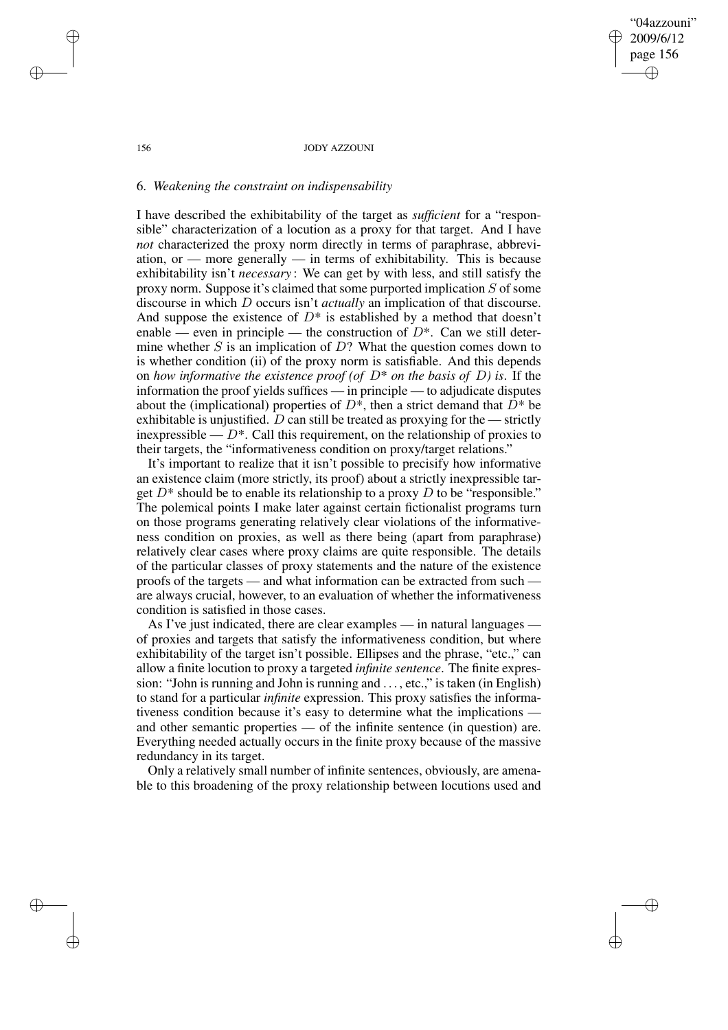## 6. *Weakening the constraint on indispensability*

I have described the exhibitability of the target as *sufficient* for a "responsible" characterization of a locution as a proxy for that target. And I have *not* characterized the proxy norm directly in terms of paraphrase, abbreviation, or — more generally — in terms of exhibitability. This is because exhibitability isn't *necessary*: We can get by with less, and still satisfy the proxy norm. Suppose it's claimed that some purported implication $S$ of some discourse in which $D$ occurs isn't *actually* an implication of that discourse. And suppose the existence of $D^*$ is established by a method that doesn't enable — even in principle — the construction of $D^*$. Can we still determine whether $S$ is an implication of $D$? What the question comes down to is whether condition (ii) of the proxy norm is satisfiable. And this depends on *how informative the existence proof (of* $D^*$ *on the basis of* $D$*) is*. If the information the proof yields suffices — in principle — to adjudicate disputes about the (implicational) properties of $D^*$, then a strict demand that $D^*$ be exhibitable is unjustified. $D$ can still be treated as proxying for the — strictly inexpressible — $D^*$. Call this requirement, on the relationship of proxies to their targets, the "informativeness condition on proxy/target relations."

It's important to realize that it isn't possible to precisify how informative an existence claim (more strictly, its proof) about a strictly inexpressible target $D^*$ should be to enable its relationship to a proxy $D$ to be "responsible." The polemical points I make later against certain fictionalist programs turn on those programs generating relatively clear violations of the informativeness condition on proxies, as well as there being (apart from paraphrase) relatively clear cases where proxy claims are quite responsible. The details of the particular classes of proxy statements and the nature of the existence proofs of the targets — and what information can be extracted from such — are always crucial, however, to an evaluation of whether the informativeness condition is satisfied in those cases.

As I've just indicated, there are clear examples — in natural languages — of proxies and targets that satisfy the informativeness condition, but where exhibitability of the target isn't possible. Ellipses and the phrase, "etc.," can allow a finite locution to proxy a targeted *infinite sentence*. The finite expression: "John is running and John is running and . . . , etc.," is taken (in English) to stand for a particular *infinite* expression. This proxy satisfies the informativeness condition because it's easy to determine what the implications — and other semantic properties — of the infinite sentence (in question) are. Everything needed actually occurs in the finite proxy because of the massive redundancy in its target.

Only a relatively small number of infinite sentences, obviously, are amenable to this broadening of the proxy relationship between locutions used and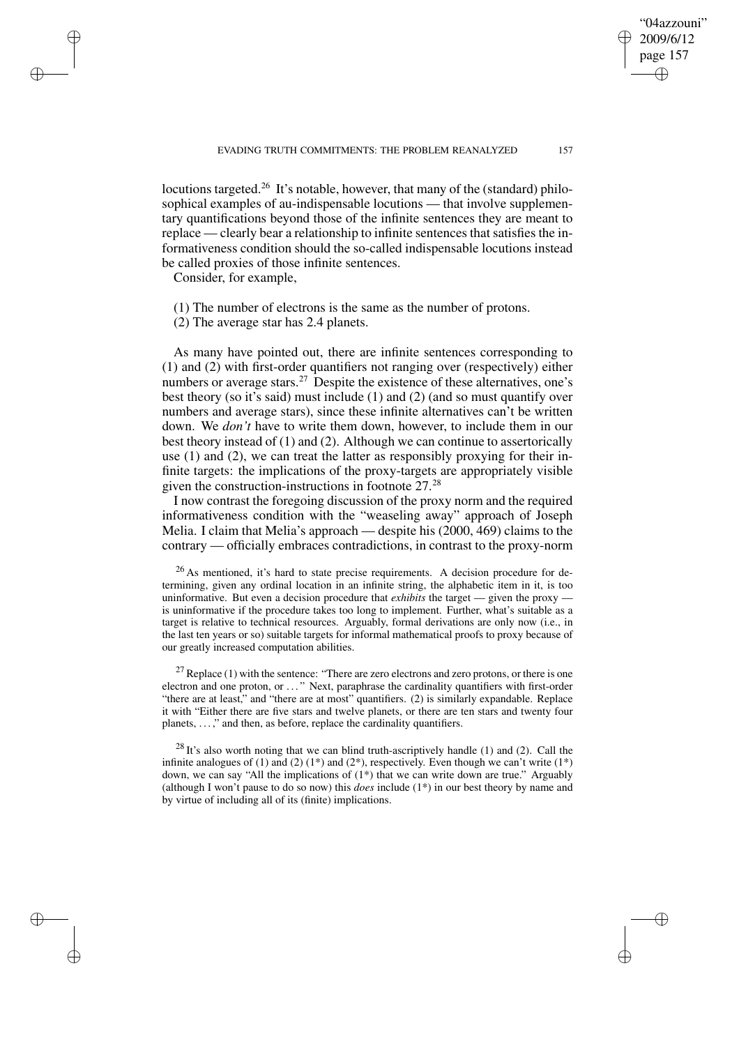locutions targeted.[26] It's notable, however, that many of the (standard) philosophical examples of au-indispensable locutions — that involve supplementary quantifications beyond those of the infinite sentences they are meant to replace — clearly bear a relationship to infinite sentences that satisfies the informativeness condition should the so-called indispensable locutions instead be called proxies of those infinite sentences.

Consider, for example,

(1) The number of electrons is the same as the number of protons.
(2) The average star has 2.4 planets.

As many have pointed out, there are infinite sentences corresponding to (1) and (2) with first-order quantifiers not ranging over (respectively) either numbers or average stars.[27] Despite the existence of these alternatives, one's best theory (so it's said) must include (1) and (2) (and so must quantify over numbers and average stars), since these infinite alternatives can't be written down. We *don't* have to write them down, however, to include them in our best theory instead of (1) and (2). Although we can continue to assertorically use (1) and (2), we can treat the latter as responsibly proxying for their infinite targets: the implications of the proxy-targets are appropriately visible given the construction-instructions in footnote 27.[28]

I now contrast the foregoing discussion of the proxy norm and the required informativeness condition with the "weaseling away" approach of Joseph Melia. I claim that Melia's approach — despite his (2000, 469) claims to the contrary — officially embraces contradictions, in contrast to the proxy-norm

[26] As mentioned, it's hard to state precise requirements. A decision procedure for determining, given any ordinal location in an infinite string, the alphabetic item in it, is too uninformative. But even a decision procedure that *exhibits* the target — given the proxy — is uninformative if the procedure takes too long to implement. Further, what's suitable as a target is relative to technical resources. Arguably, formal derivations are only now (i.e., in the last ten years or so) suitable targets for informal mathematical proofs to proxy because of our greatly increased computation abilities.

[27] Replace (1) with the sentence: "There are zero electrons and zero protons, or there is one electron and one proton, or ..." Next, paraphrase the cardinality quantifiers with first-order "there are at least," and "there are at most" quantifiers. (2) is similarly expandable. Replace it with "Either there are five stars and twelve planets, or there are ten stars and twenty four planets, ...," and then, as before, replace the cardinality quantifiers.

[28] It's also worth noting that we can blind truth-ascriptively handle (1) and (2). Call the infinite analogues of (1) and (2) (1*) and (2*), respectively. Even though we can't write (1*) down, we can say "All the implications of (1*) that we can write down are true." Arguably (although I won't pause to do so now) this *does* include (1*) in our best theory by name and by virtue of including all of its (finite) implications.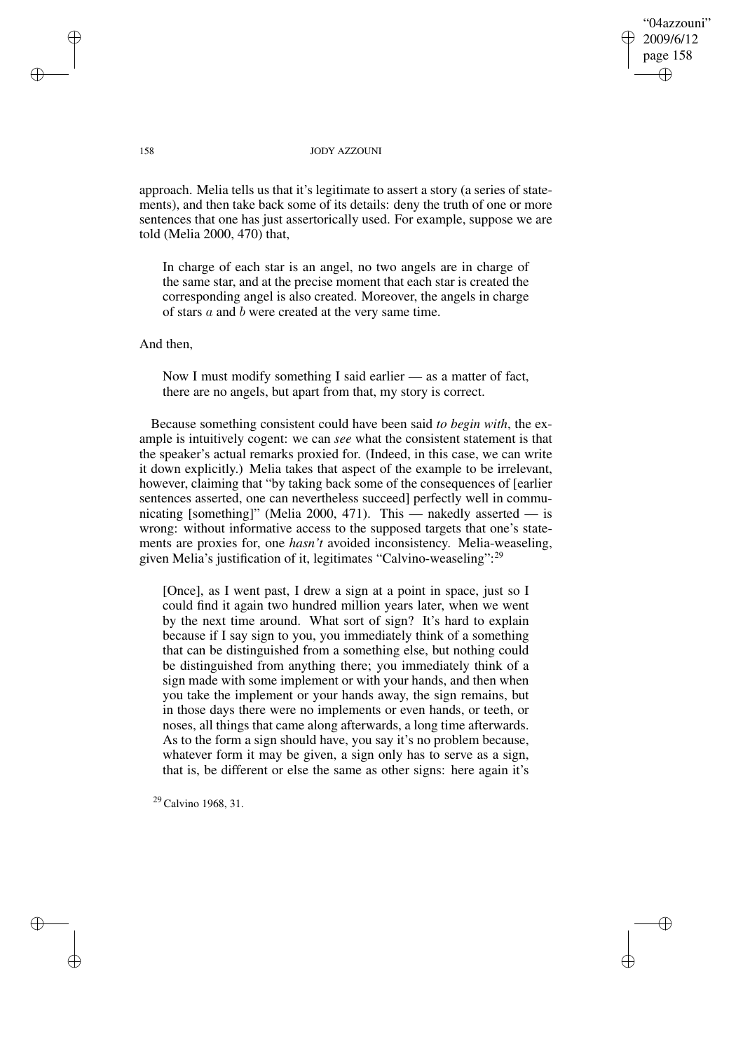approach. Melia tells us that it's legitimate to assert a story (a series of statements), and then take back some of its details: deny the truth of one or more sentences that one has just assertorically used. For example, suppose we are told (Melia 2000, 470) that,

> In charge of each star is an angel, no two angels are in charge of the same star, and at the precise moment that each star is created the corresponding angel is also created. Moreover, the angels in charge of stars $a$ and $b$ were created at the very same time.

And then,

> Now I must modify something I said earlier — as a matter of fact, there are no angels, but apart from that, my story is correct.

Because something consistent could have been said *to begin with*, the example is intuitively cogent: we can *see* what the consistent statement is that the speaker's actual remarks proxied for. (Indeed, in this case, we can write it down explicitly.) Melia takes that aspect of the example to be irrelevant, however, claiming that "by taking back some of the consequences of [earlier sentences asserted, one can nevertheless succeed] perfectly well in communicating [something]" (Melia 2000, 471). This — nakedly asserted — is wrong: without informative access to the supposed targets that one's statements are proxies for, one *hasn't* avoided inconsistency. Melia-weaseling, given Melia's justification of it, legitimates "Calvino-weaseling":[29]

> [Once], as I went past, I drew a sign at a point in space, just so I could find it again two hundred million years later, when we went by the next time around. What sort of sign? It's hard to explain because if I say sign to you, you immediately think of a something that can be distinguished from a something else, but nothing could be distinguished from anything there; you immediately think of a sign made with some implement or with your hands, and then when you take the implement or your hands away, the sign remains, but in those days there were no implements or even hands, or teeth, or noses, all things that came along afterwards, a long time afterwards. As to the form a sign should have, you say it's no problem because, whatever form it may be given, a sign only has to serve as a sign, that is, be different or else the same as other signs: here again it's

[29] Calvino 1968, 31.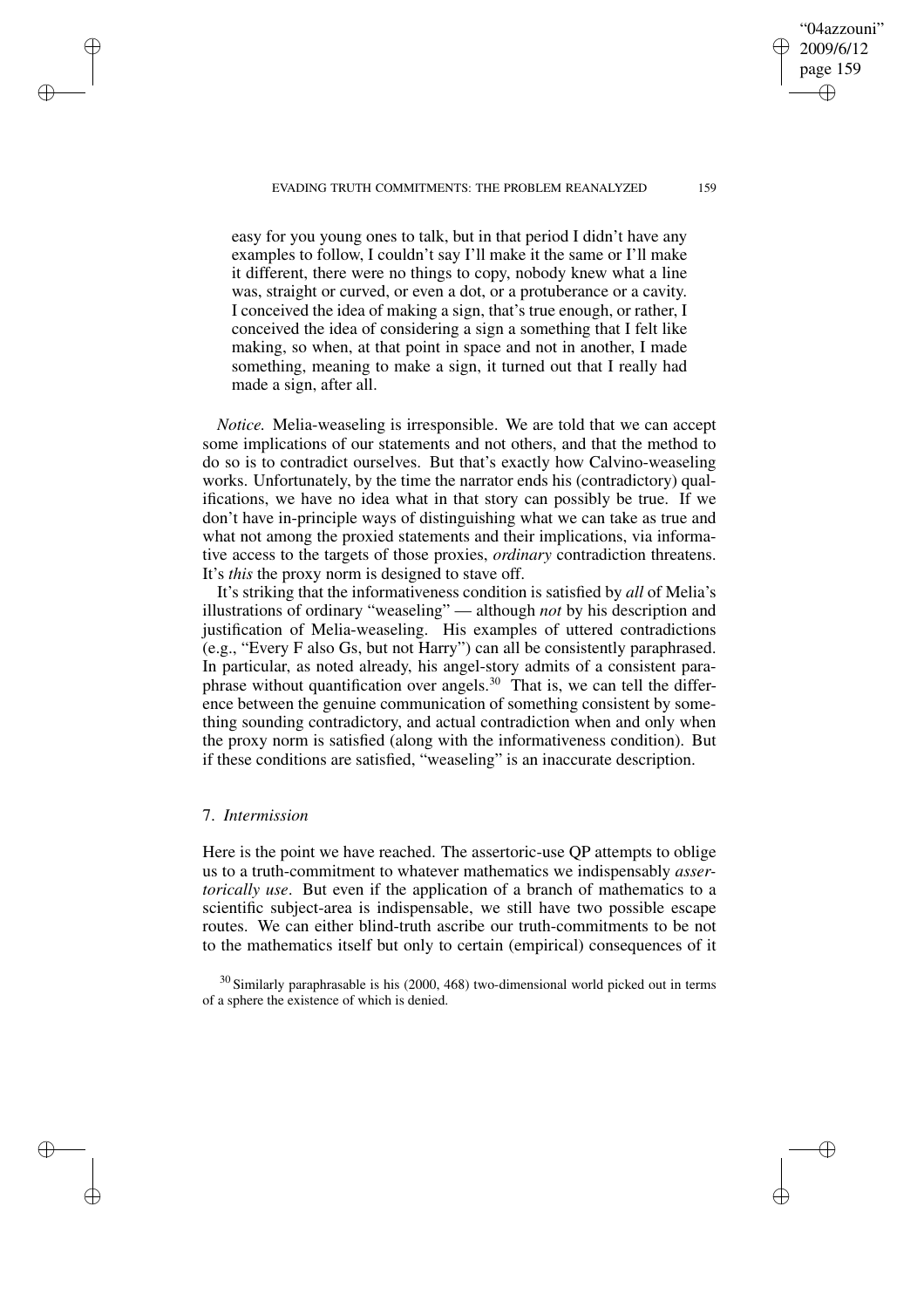easy for you young ones to talk, but in that period I didn't have any examples to follow, I couldn't say I'll make it the same or I'll make it different, there were no things to copy, nobody knew what a line was, straight or curved, or even a dot, or a protuberance or a cavity. I conceived the idea of making a sign, that's true enough, or rather, I conceived the idea of considering a sign a something that I felt like making, so when, at that point in space and not in another, I made something, meaning to make a sign, it turned out that I really had made a sign, after all.

*Notice.* Melia-weaseling is irresponsible. We are told that we can accept some implications of our statements and not others, and that the method to do so is to contradict ourselves. But that's exactly how Calvino-weaseling works. Unfortunately, by the time the narrator ends his (contradictory) qualifications, we have no idea what in that story can possibly be true. If we don't have in-principle ways of distinguishing what we can take as true and what not among the proxied statements and their implications, via informative access to the targets of those proxies, *ordinary* contradiction threatens. It's *this* the proxy norm is designed to stave off.

It's striking that the informativeness condition is satisfied by *all* of Melia's illustrations of ordinary "weaseling" — although *not* by his description and justification of Melia-weaseling. His examples of uttered contradictions (e.g., "Every F also Gs, but not Harry") can all be consistently paraphrased. In particular, as noted already, his angel-story admits of a consistent paraphrase without quantification over angels.[30] That is, we can tell the difference between the genuine communication of something consistent by something sounding contradictory, and actual contradiction when and only when the proxy norm is satisfied (along with the informativeness condition). But if these conditions are satisfied, "weaseling" is an inaccurate description.

## 7. *Intermission*

Here is the point we have reached. The assertoric-use QP attempts to oblige us to a truth-commitment to whatever mathematics we indispensably *assertorically use*. But even if the application of a branch of mathematics to a scientific subject-area is indispensable, we still have two possible escape routes. We can either blind-truth ascribe our truth-commitments to be not to the mathematics itself but only to certain (empirical) consequences of it

[30] Similarly paraphrasable is his (2000, 468) two-dimensional world picked out in terms of a sphere the existence of which is denied.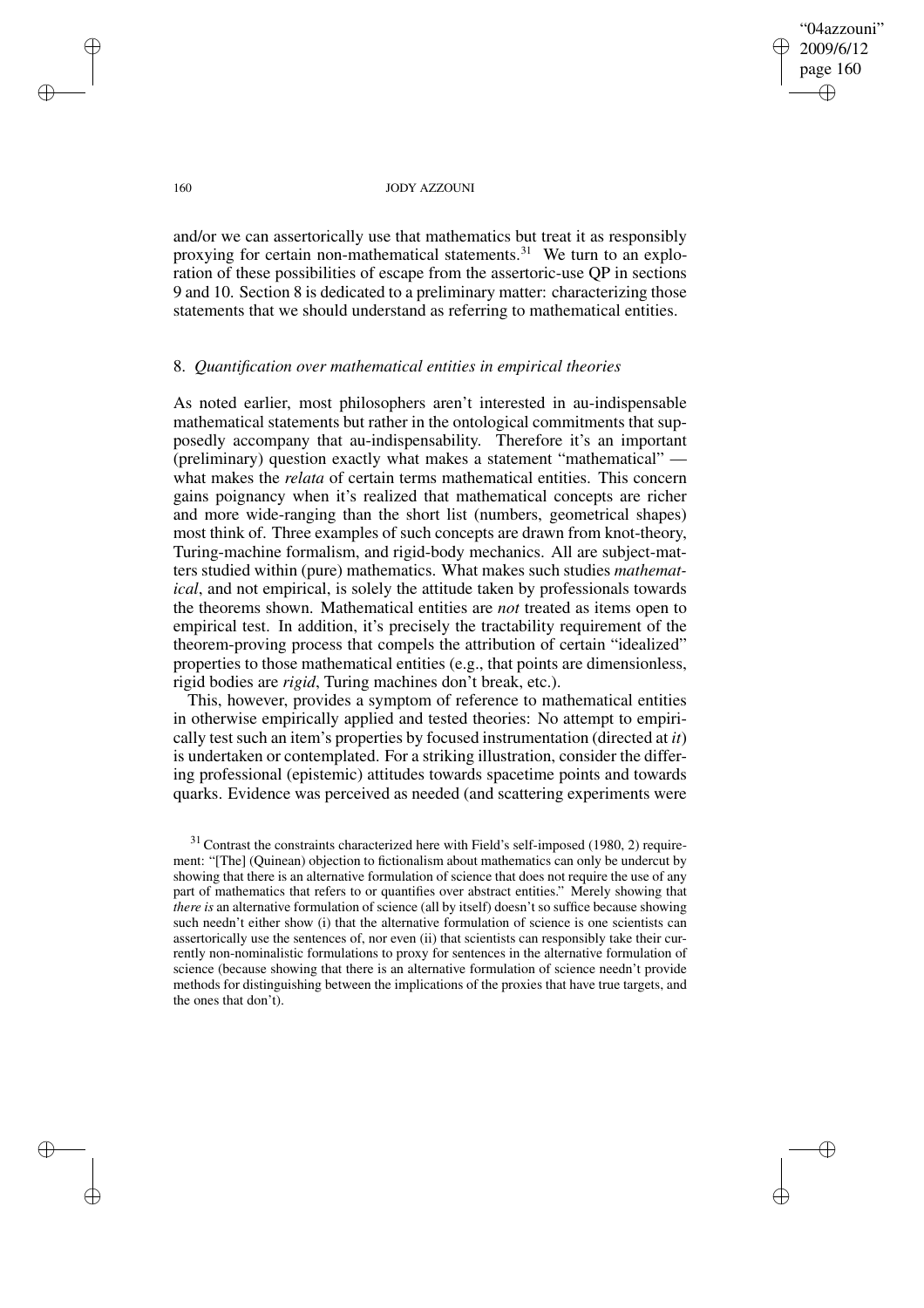and/or we can assertorically use that mathematics but treat it as responsibly proxying for certain non-mathematical statements.[31] We turn to an exploration of these possibilities of escape from the assertoric-use QP in sections 9 and 10. Section 8 is dedicated to a preliminary matter: characterizing those statements that we should understand as referring to mathematical entities.

## 8. *Quantification over mathematical entities in empirical theories*

As noted earlier, most philosophers aren't interested in au-indispensable mathematical statements but rather in the ontological commitments that supposedly accompany that au-indispensability. Therefore it's an important (preliminary) question exactly what makes a statement "mathematical" — what makes the *relata* of certain terms mathematical entities. This concern gains poignancy when it's realized that mathematical concepts are richer and more wide-ranging than the short list (numbers, geometrical shapes) most think of. Three examples of such concepts are drawn from knot-theory, Turing-machine formalism, and rigid-body mechanics. All are subject-matters studied within (pure) mathematics. What makes such studies *mathematical*, and not empirical, is solely the attitude taken by professionals towards the theorems shown. Mathematical entities are *not* treated as items open to empirical test. In addition, it's precisely the tractability requirement of the theorem-proving process that compels the attribution of certain "idealized" properties to those mathematical entities (e.g., that points are dimensionless, rigid bodies are *rigid*, Turing machines don't break, etc.).

This, however, provides a symptom of reference to mathematical entities in otherwise empirically applied and tested theories: No attempt to empirically test such an item's properties by focused instrumentation (directed at *it*) is undertaken or contemplated. For a striking illustration, consider the differing professional (epistemic) attitudes towards spacetime points and towards quarks. Evidence was perceived as needed (and scattering experiments were

[31] Contrast the constraints characterized here with Field's self-imposed (1980, 2) requirement: "[The] (Quinean) objection to fictionalism about mathematics can only be undercut by showing that there is an alternative formulation of science that does not require the use of any part of mathematics that refers to or quantifies over abstract entities." Merely showing that *there is* an alternative formulation of science (all by itself) doesn't so suffice because showing such needn't either show (i) that the alternative formulation of science is one scientists can assertorically use the sentences of, nor even (ii) that scientists can responsibly take their currently non-nominalistic formulations to proxy for sentences in the alternative formulation of science (because showing that there is an alternative formulation of science needn't provide methods for distinguishing between the implications of the proxies that have true targets, and the ones that don't).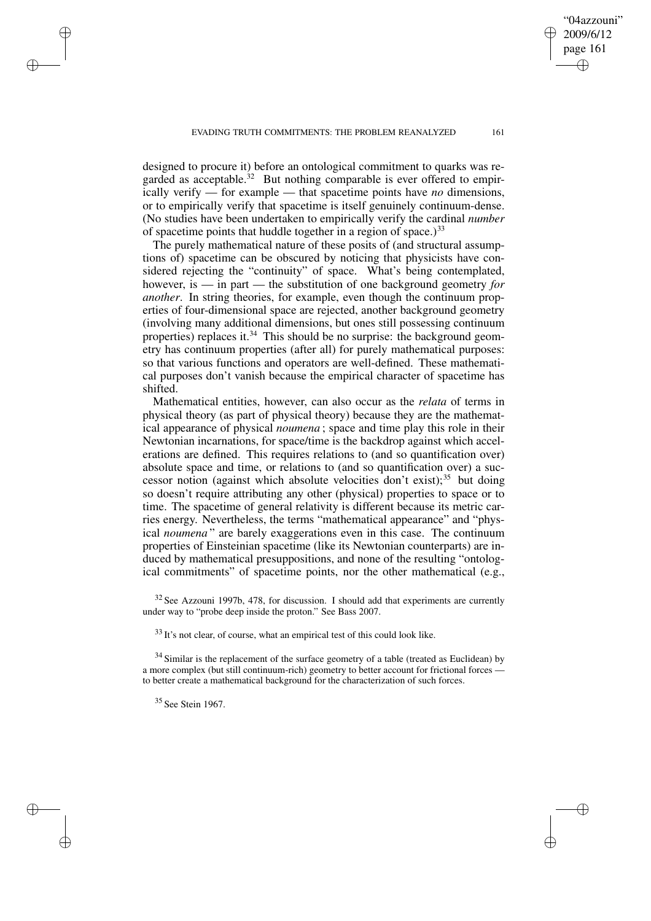designed to procure it) before an ontological commitment to quarks was regarded as acceptable.[32] But nothing comparable is ever offered to empirically verify — for example — that spacetime points have *no* dimensions, or to empirically verify that spacetime is itself genuinely continuum-dense. (No studies have been undertaken to empirically verify the cardinal *number* of spacetime points that huddle together in a region of space.)[33]

The purely mathematical nature of these posits of (and structural assumptions of) spacetime can be obscured by noticing that physicists have considered rejecting the "continuity" of space. What's being contemplated, however, is — in part — the substitution of one background geometry *for another*. In string theories, for example, even though the continuum properties of four-dimensional space are rejected, another background geometry (involving many additional dimensions, but ones still possessing continuum properties) replaces it.[34] This should be no surprise: the background geometry has continuum properties (after all) for purely mathematical purposes: so that various functions and operators are well-defined. These mathematical purposes don't vanish because the empirical character of spacetime has shifted.

Mathematical entities, however, can also occur as the *relata* of terms in physical theory (as part of physical theory) because they are the mathematical appearance of physical *noumena*; space and time play this role in their Newtonian incarnations, for space/time is the backdrop against which accelerations are defined. This requires relations to (and so quantification over) absolute space and time, or relations to (and so quantification over) a successor notion (against which absolute velocities don't exist);[35] but doing so doesn't require attributing any other (physical) properties to space or to time. The spacetime of general relativity is different because its metric carries energy. Nevertheless, the terms "mathematical appearance" and "physical *noumena*" are barely exaggerations even in this case. The continuum properties of Einsteinian spacetime (like its Newtonian counterparts) are induced by mathematical presuppositions, and none of the resulting "ontological commitments" of spacetime points, nor the other mathematical (e.g.,

[32] See Azzouni 1997b, 478, for discussion. I should add that experiments are currently under way to "probe deep inside the proton." See Bass 2007.

[33] It's not clear, of course, what an empirical test of this could look like.

[34] Similar is the replacement of the surface geometry of a table (treated as Euclidean) by a more complex (but still continuum-rich) geometry to better account for frictional forces — to better create a mathematical background for the characterization of such forces.

[35] See Stein 1967.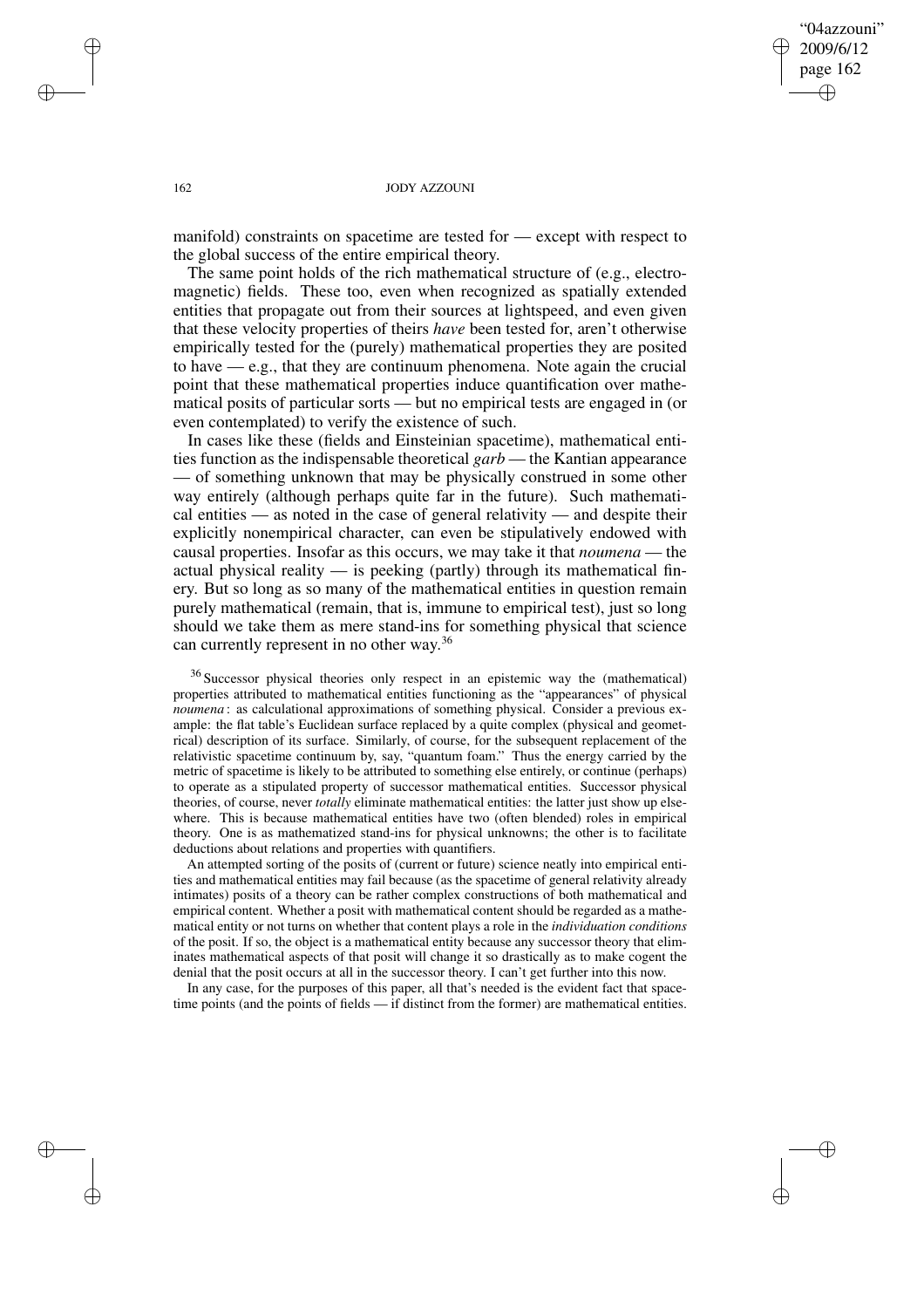manifold) constraints on spacetime are tested for — except with respect to the global success of the entire empirical theory.

The same point holds of the rich mathematical structure of (e.g., electromagnetic) fields. These too, even when recognized as spatially extended entities that propagate out from their sources at lightspeed, and even given that these velocity properties of theirs *have* been tested for, aren't otherwise empirically tested for the (purely) mathematical properties they are posited to have — e.g., that they are continuum phenomena. Note again the crucial point that these mathematical properties induce quantification over mathematical posits of particular sorts — but no empirical tests are engaged in (or even contemplated) to verify the existence of such.

In cases like these (fields and Einsteinian spacetime), mathematical entities function as the indispensable theoretical *garb* — the Kantian appearance — of something unknown that may be physically construed in some other way entirely (although perhaps quite far in the future). Such mathematical entities — as noted in the case of general relativity — and despite their explicitly nonempirical character, can even be stipulatively endowed with causal properties. Insofar as this occurs, we may take it that *noumena* — the actual physical reality — is peeking (partly) through its mathematical finery. But so long as so many of the mathematical entities in question remain purely mathematical (remain, that is, immune to empirical test), just so long should we take them as mere stand-ins for something physical that science can currently represent in no other way.[36]

[36] Successor physical theories only respect in an epistemic way the (mathematical) properties attributed to mathematical entities functioning as the "appearances" of physical *noumena*: as calculational approximations of something physical. Consider a previous example: the flat table's Euclidean surface replaced by a quite complex (physical and geometrical) description of its surface. Similarly, of course, for the subsequent replacement of the relativistic spacetime continuum by, say, "quantum foam." Thus the energy carried by the metric of spacetime is likely to be attributed to something else entirely, or continue (perhaps) to operate as a stipulated property of successor mathematical entities. Successor physical theories, of course, never *totally* eliminate mathematical entities: the latter just show up elsewhere. This is because mathematical entities have two (often blended) roles in empirical theory. One is as mathematized stand-ins for physical unknowns; the other is to facilitate deductions about relations and properties with quantifiers.

An attempted sorting of the posits of (current or future) science neatly into empirical entities and mathematical entities may fail because (as the spacetime of general relativity already intimates) posits of a theory can be rather complex constructions of both mathematical and empirical content. Whether a posit with mathematical content should be regarded as a mathematical entity or not turns on whether that content plays a role in the *individuation conditions* of the posit. If so, the object is a mathematical entity because any successor theory that eliminates mathematical aspects of that posit will change it so drastically as to make cogent the denial that the posit occurs at all in the successor theory. I can't get further into this now.

In any case, for the purposes of this paper, all that's needed is the evident fact that spacetime points (and the points of fields — if distinct from the former) are mathematical entities.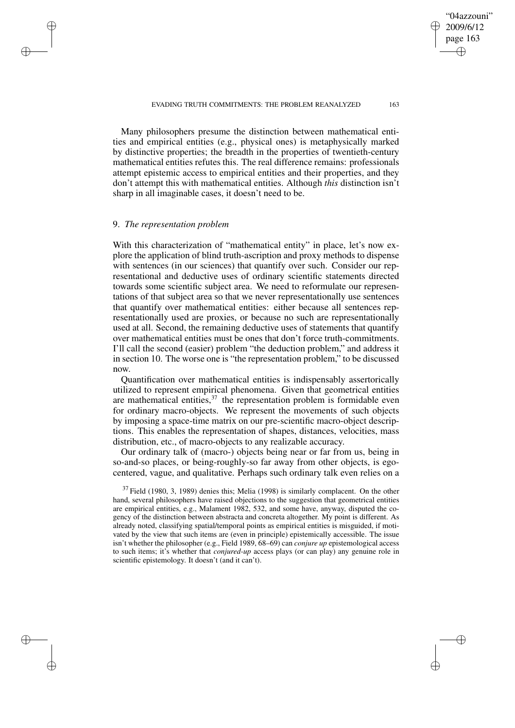Many philosophers presume the distinction between mathematical entities and empirical entities (e.g., physical ones) is metaphysically marked by distinctive properties; the breadth in the properties of twentieth-century mathematical entities refutes this. The real difference remains: professionals attempt epistemic access to empirical entities and their properties, and they don't attempt this with mathematical entities. Although *this* distinction isn't sharp in all imaginable cases, it doesn't need to be.

## 9. *The representation problem*

With this characterization of "mathematical entity" in place, let's now explore the application of blind truth-ascription and proxy methods to dispense with sentences (in our sciences) that quantify over such. Consider our representational and deductive uses of ordinary scientific statements directed towards some scientific subject area. We need to reformulate our representations of that subject area so that we never representationally use sentences that quantify over mathematical entities: either because all sentences representationally used are proxies, or because no such are representationally used at all. Second, the remaining deductive uses of statements that quantify over mathematical entities must be ones that don't force truth-commitments. I'll call the second (easier) problem "the deduction problem," and address it in section 10. The worse one is "the representation problem," to be discussed now.

Quantification over mathematical entities is indispensably assertorically utilized to represent empirical phenomena. Given that geometrical entities are mathematical entities,[37] the representation problem is formidable even for ordinary macro-objects. We represent the movements of such objects by imposing a space-time matrix on our pre-scientific macro-object descriptions. This enables the representation of shapes, distances, velocities, mass distribution, etc., of macro-objects to any realizable accuracy.

Our ordinary talk of (macro-) objects being near or far from us, being in so-and-so places, or being-roughly-so far away from other objects, is egocentered, vague, and qualitative. Perhaps such ordinary talk even relies on a

[37] Field (1980, 3, 1989) denies this; Melia (1998) is similarly complacent. On the other hand, several philosophers have raised objections to the suggestion that geometrical entities are empirical entities, e.g., Malament 1982, 532, and some have, anyway, disputed the cogency of the distinction between abstracta and concreta altogether. My point is different. As already noted, classifying spatial/temporal points as empirical entities is misguided, if motivated by the view that such items are (even in principle) epistemically accessible. The issue isn't whether the philosopher (e.g., Field 1989, 68–69) can *conjure up* epistemological access to such items; it's whether that *conjured-up* access plays (or can play) any genuine role in scientific epistemology. It doesn't (and it can't).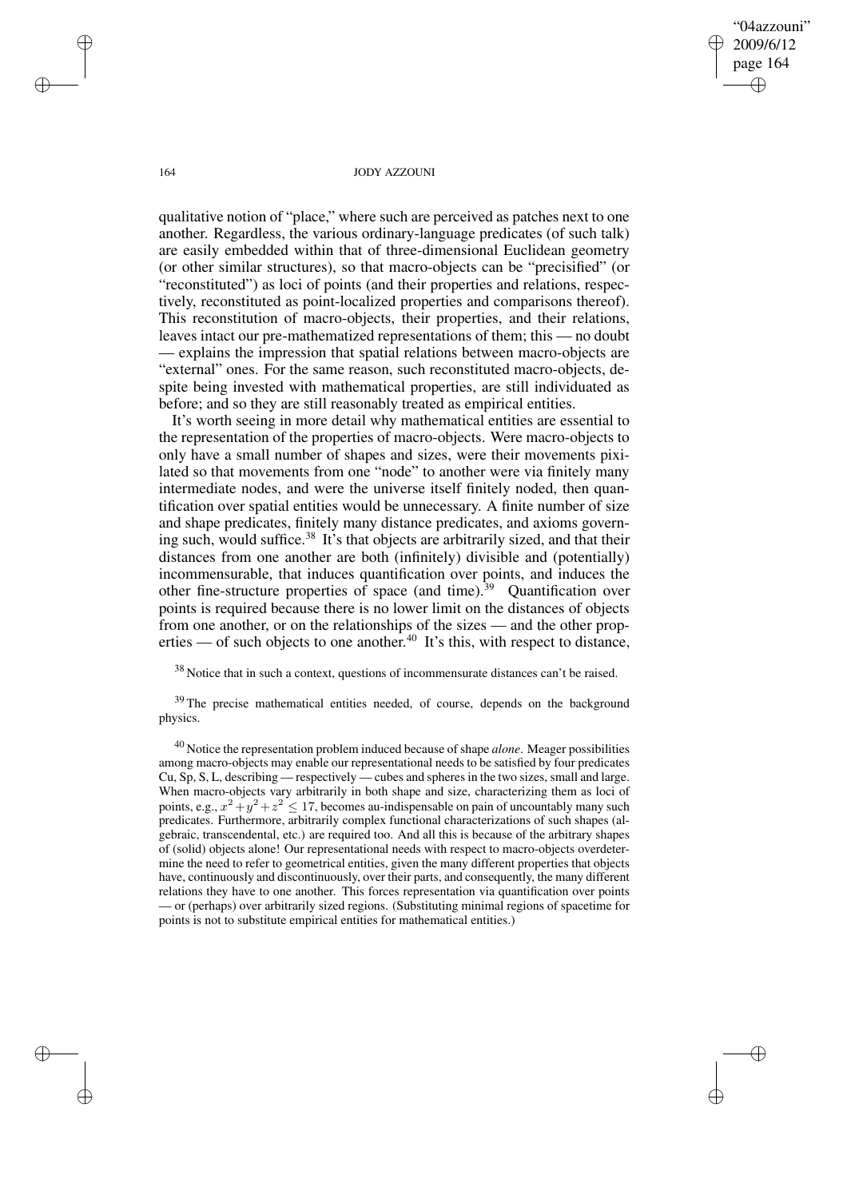qualitative notion of "place," where such are perceived as patches next to one another. Regardless, the various ordinary-language predicates (of such talk) are easily embedded within that of three-dimensional Euclidean geometry (or other similar structures), so that macro-objects can be "precisified" (or "reconstituted") as loci of points (and their properties and relations, respectively, reconstituted as point-localized properties and comparisons thereof). This reconstitution of macro-objects, their properties, and their relations, leaves intact our pre-mathematized representations of them; this — no doubt — explains the impression that spatial relations between macro-objects are "external" ones. For the same reason, such reconstituted macro-objects, despite being invested with mathematical properties, are still individuated as before; and so they are still reasonably treated as empirical entities.

It's worth seeing in more detail why mathematical entities are essential to the representation of the properties of macro-objects. Were macro-objects to only have a small number of shapes and sizes, were their movements pixilated so that movements from one "node" to another were via finitely many intermediate nodes, and were the universe itself finitely noded, then quantification over spatial entities would be unnecessary. A finite number of size and shape predicates, finitely many distance predicates, and axioms governing such, would suffice.[38] It's that objects are arbitrarily sized, and that their distances from one another are both (infinitely) divisible and (potentially) incommensurable, that induces quantification over points, and induces the other fine-structure properties of space (and time).[39] Quantification over points is required because there is no lower limit on the distances of objects from one another, or on the relationships of the sizes — and the other properties — of such objects to one another.[40] It's this, with respect to distance,

[38] Notice that in such a context, questions of incommensurate distances can't be raised.

[39] The precise mathematical entities needed, of course, depends on the background physics.

[40] Notice the representation problem induced because of shape *alone*. Meager possibilities among macro-objects may enable our representational needs to be satisfied by four predicates Cu, Sp, S, L, describing — respectively — cubes and spheres in the two sizes, small and large. When macro-objects vary arbitrarily in both shape and size, characterizing them as loci of points, e.g., $x^2+y^2+z^2 \leq 17$, becomes au-indispensable on pain of uncountably many such predicates. Furthermore, arbitrarily complex functional characterizations of such shapes (algebraic, transcendental, etc.) are required too. And all this is because of the arbitrary shapes of (solid) objects alone! Our representational needs with respect to macro-objects overdetermine the need to refer to geometrical entities, given the many different properties that objects have, continuously and discontinuously, over their parts, and consequently, the many different relations they have to one another. This forces representation via quantification over points — or (perhaps) over arbitrarily sized regions. (Substituting minimal regions of spacetime for points is not to substitute empirical entities for mathematical entities.)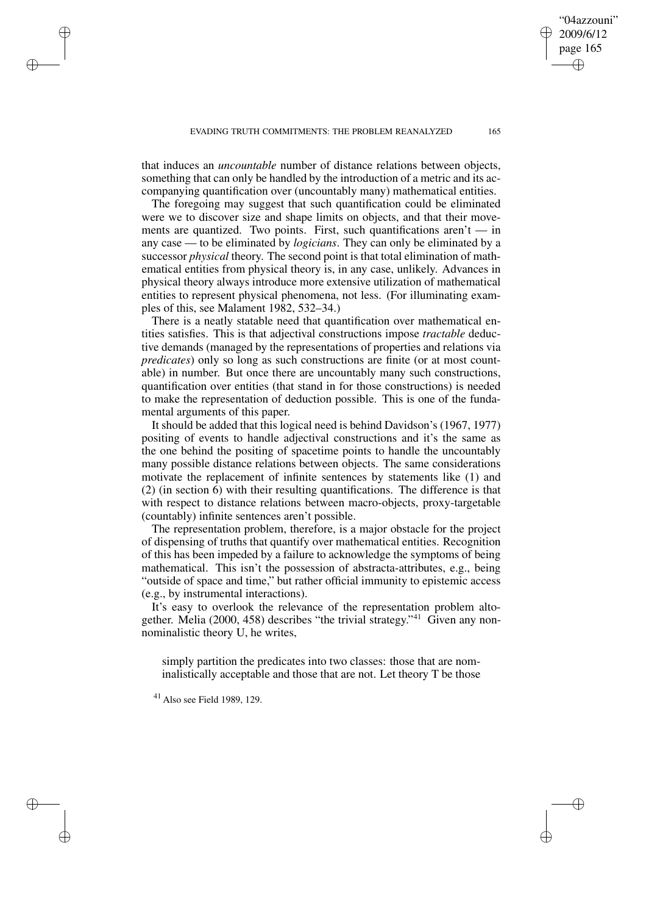that induces an *uncountable* number of distance relations between objects, something that can only be handled by the introduction of a metric and its accompanying quantification over (uncountably many) mathematical entities.

The foregoing may suggest that such quantification could be eliminated were we to discover size and shape limits on objects, and that their movements are quantized. Two points. First, such quantifications aren't — in any case — to be eliminated by *logicians*. They can only be eliminated by a successor *physical* theory. The second point is that total elimination of mathematical entities from physical theory is, in any case, unlikely. Advances in physical theory always introduce more extensive utilization of mathematical entities to represent physical phenomena, not less. (For illuminating examples of this, see Malament 1982, 532–34.)

There is a neatly statable need that quantification over mathematical entities satisfies. This is that adjectival constructions impose *tractable* deductive demands (managed by the representations of properties and relations via *predicates*) only so long as such constructions are finite (or at most countable) in number. But once there are uncountably many such constructions, quantification over entities (that stand in for those constructions) is needed to make the representation of deduction possible. This is one of the fundamental arguments of this paper.

It should be added that this logical need is behind Davidson's (1967, 1977) positing of events to handle adjectival constructions and it's the same as the one behind the positing of spacetime points to handle the uncountably many possible distance relations between objects. The same considerations motivate the replacement of infinite sentences by statements like (1) and (2) (in section 6) with their resulting quantifications. The difference is that with respect to distance relations between macro-objects, proxy-targetable (countably) infinite sentences aren't possible.

The representation problem, therefore, is a major obstacle for the project of dispensing of truths that quantify over mathematical entities. Recognition of this has been impeded by a failure to acknowledge the symptoms of being mathematical. This isn't the possession of abstracta-attributes, e.g., being "outside of space and time," but rather official immunity to epistemic access (e.g., by instrumental interactions).

It's easy to overlook the relevance of the representation problem altogether. Melia (2000, 458) describes "the trivial strategy."[41] Given any non-nominalistic theory U, he writes,

> simply partition the predicates into two classes: those that are nominalistically acceptable and those that are not. Let theory T be those

[41] Also see Field 1989, 129.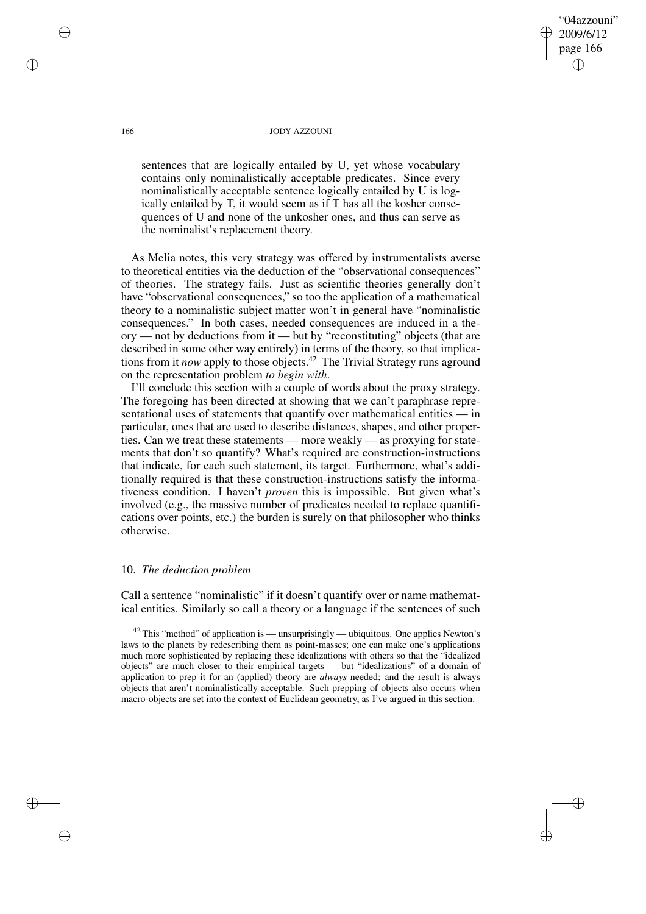> sentences that are logically entailed by U, yet whose vocabulary contains only nominalistically acceptable predicates. Since every nominalistically acceptable sentence logically entailed by U is logically entailed by T, it would seem as if T has all the kosher consequences of U and none of the unkosher ones, and thus can serve as the nominalist's replacement theory.

As Melia notes, this very strategy was offered by instrumentalists averse to theoretical entities via the deduction of the "observational consequences" of theories. The strategy fails. Just as scientific theories generally don't have "observational consequences," so too the application of a mathematical theory to a nominalistic subject matter won't in general have "nominalistic consequences." In both cases, needed consequences are induced in a theory — not by deductions from it — but by "reconstituting" objects (that are described in some other way entirely) in terms of the theory, so that implications from it *now* apply to those objects.[42] The Trivial Strategy runs aground on the representation problem *to begin with*.

I'll conclude this section with a couple of words about the proxy strategy. The foregoing has been directed at showing that we can't paraphrase representational uses of statements that quantify over mathematical entities — in particular, ones that are used to describe distances, shapes, and other properties. Can we treat these statements — more weakly — as proxying for statements that don't so quantify? What's required are construction-instructions that indicate, for each such statement, its target. Furthermore, what's additionally required is that these construction-instructions satisfy the informativeness condition. I haven't *proven* this is impossible. But given what's involved (e.g., the massive number of predicates needed to replace quantifications over points, etc.) the burden is surely on that philosopher who thinks otherwise.

## 10. *The deduction problem*

Call a sentence "nominalistic" if it doesn't quantify over or name mathematical entities. Similarly so call a theory or a language if the sentences of such

[42] This "method" of application is — unsurprisingly — ubiquitous. One applies Newton's laws to the planets by redescribing them as point-masses; one can make one's applications much more sophisticated by replacing these idealizations with others so that the "idealized objects" are much closer to their empirical targets — but "idealizations" of a domain of application to prep it for an (applied) theory are *always* needed; and the result is always objects that aren't nominalistically acceptable. Such prepping of objects also occurs when macro-objects are set into the context of Euclidean geometry, as I've argued in this section.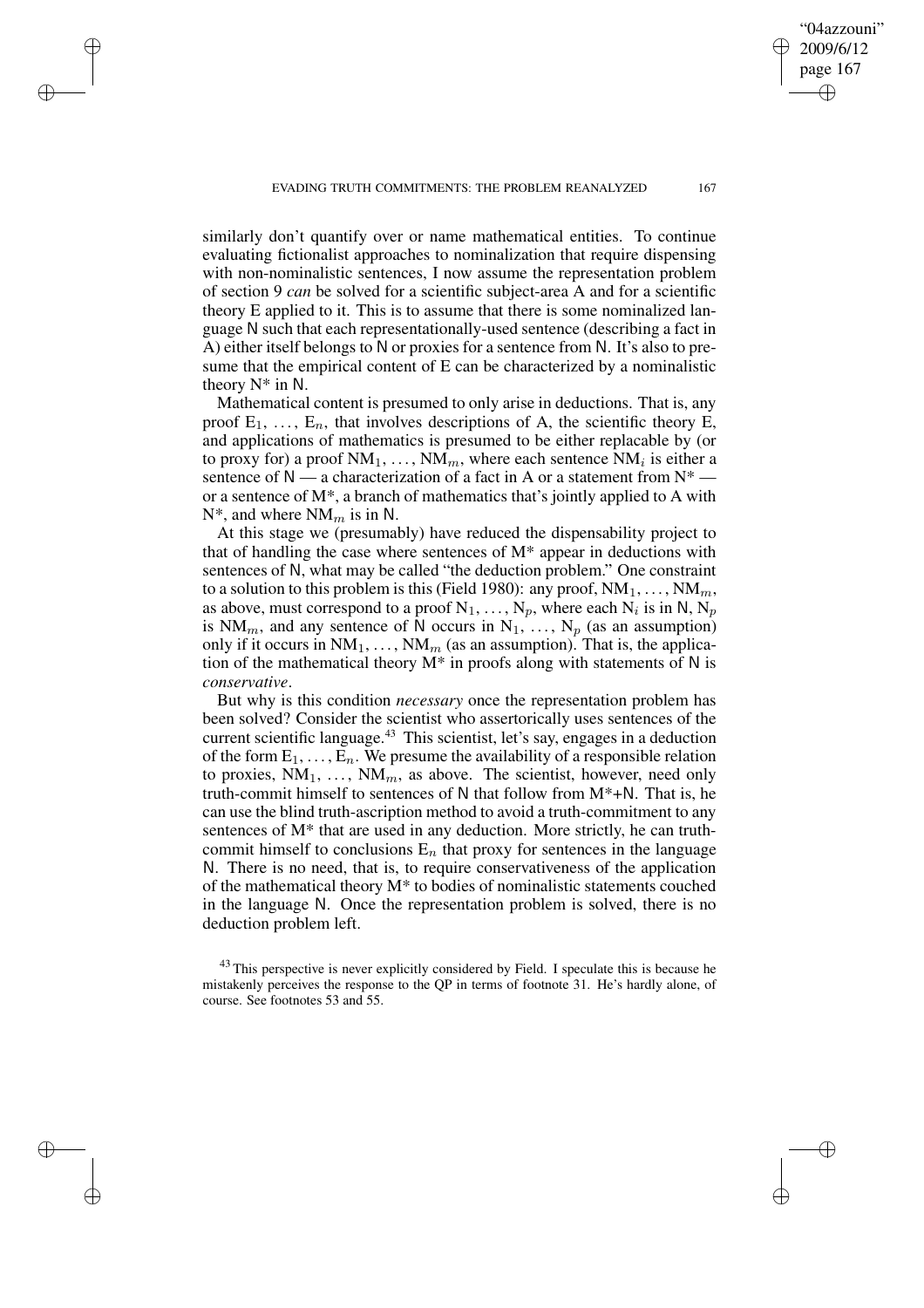similarly don't quantify over or name mathematical entities. To continue evaluating fictionalist approaches to nominalization that require dispensing with non-nominalistic sentences, I now assume the representation problem of section 9 *can* be solved for a scientific subject-area A and for a scientific theory E applied to it. This is to assume that there is some nominalized language N such that each representationally-used sentence (describing a fact in A) either itself belongs to N or proxies for a sentence from N. It's also to presume that the empirical content of E can be characterized by a nominalistic theory N* in N.

Mathematical content is presumed to only arise in deductions. That is, any proof $E_1, \ldots, E_n$, that involves descriptions of A, the scientific theory E, and applications of mathematics is presumed to be either replacable by (or to proxy for) a proof $NM_1, \ldots, NM_m$, where each sentence $NM_i$ is either a sentence of N — a characterization of a fact in A or a statement from N* — or a sentence of M*, a branch of mathematics that's jointly applied to A with N*, and where $NM_m$ is in N.

At this stage we (presumably) have reduced the dispensability project to that of handling the case where sentences of M* appear in deductions with sentences of N, what may be called "the deduction problem." One constraint to a solution to this problem is this (Field 1980): any proof, $NM_1, \ldots, NM_m$, as above, must correspond to a proof $N_1, \ldots, N_p$, where each $N_i$ is in N, $N_p$ is $NM_m$, and any sentence of N occurs in $N_1, \ldots, N_p$ (as an assumption) only if it occurs in $NM_1, \ldots, NM_m$ (as an assumption). That is, the application of the mathematical theory M* in proofs along with statements of N is *conservative*.

But why is this condition *necessary* once the representation problem has been solved? Consider the scientist who assertorically uses sentences of the current scientific language.[43] This scientist, let's say, engages in a deduction of the form $E_1, \ldots, E_n$. We presume the availability of a responsible relation to proxies, $NM_1, \ldots, NM_m$, as above. The scientist, however, need only truth-commit himself to sentences of N that follow from M*+N. That is, he can use the blind truth-ascription method to avoid a truth-commitment to any sentences of M* that are used in any deduction. More strictly, he can truth-commit himself to conclusions $E_n$ that proxy for sentences in the language N. There is no need, that is, to require conservativeness of the application of the mathematical theory M* to bodies of nominalistic statements couched in the language N. Once the representation problem is solved, there is no deduction problem left.

[43] This perspective is never explicitly considered by Field. I speculate this is because he mistakenly perceives the response to the QP in terms of footnote 31. He's hardly alone, of course. See footnotes 53 and 55.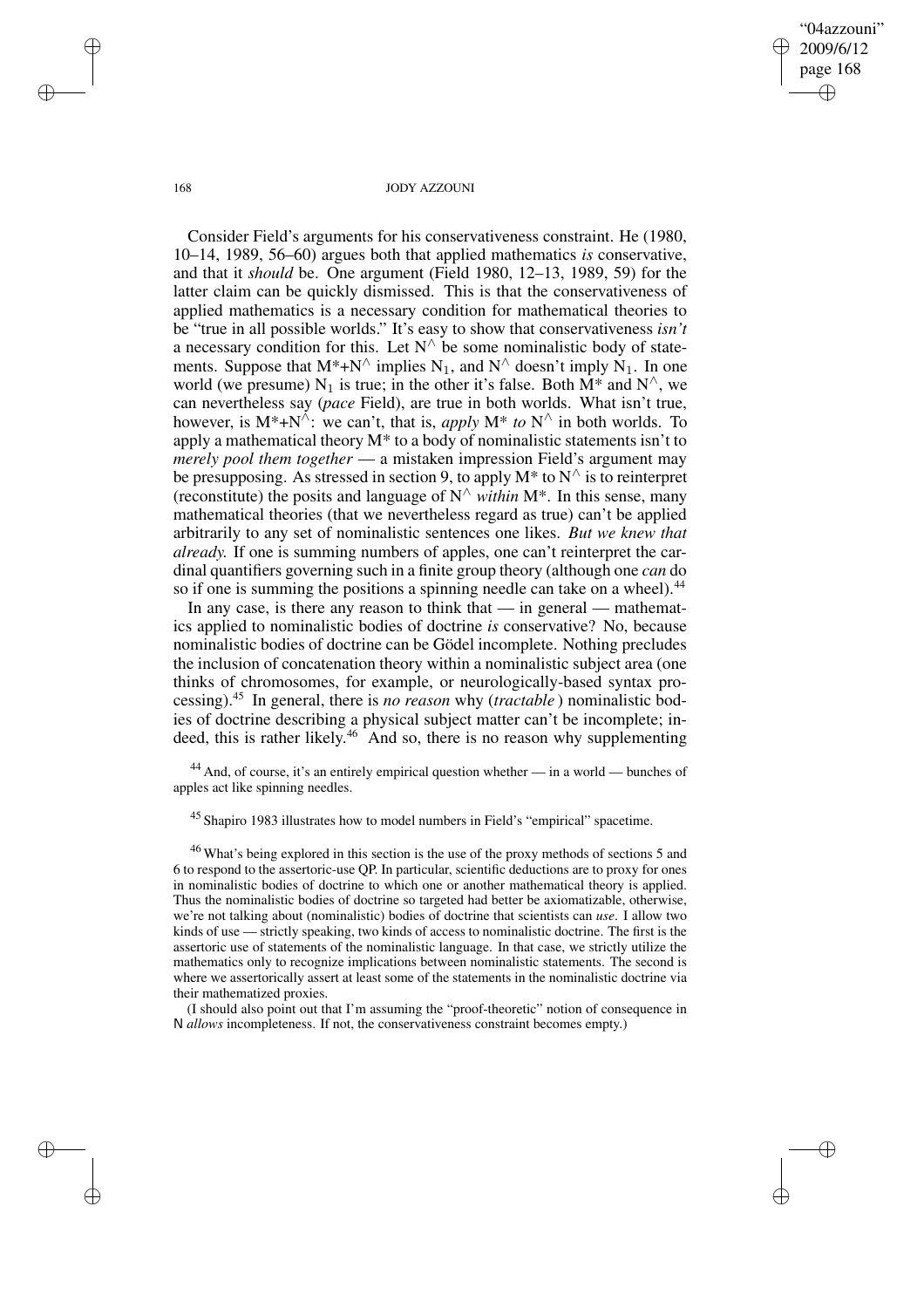Consider Field's arguments for his conservativeness constraint. He (1980, 10–14, 1989, 56–60) argues both that applied mathematics *is* conservative, and that it *should* be. One argument (Field 1980, 12–13, 1989, 59) for the latter claim can be quickly dismissed. This is that the conservativeness of applied mathematics is a necessary condition for mathematical theories to be "true in all possible worlds." It's easy to show that conservativeness *isn't* a necessary condition for this. Let $N^{\wedge}$ be some nominalistic body of statements. Suppose that $M^{*}+N^{\wedge}$ implies $N_1$, and $N^{\wedge}$ doesn't imply $N_1$. In one world (we presume) $N_1$ is true; in the other it's false. Both $M^{*}$ and $N^{\wedge}$, we can nevertheless say (*pace* Field), are true in both worlds. What isn't true, however, is $M^{*}+N^{\wedge}$: we can't, that is, *apply* $M^{*}$ *to* $N^{\wedge}$ in both worlds. To apply a mathematical theory $M^{*}$ to a body of nominalistic statements isn't to *merely pool them together* — a mistaken impression Field's argument may be presupposing. As stressed in section 9, to apply $M^{*}$ to $N^{\wedge}$ is to reinterpret (reconstitute) the posits and language of $N^{\wedge}$ *within* $M^{*}$. In this sense, many mathematical theories (that we nevertheless regard as true) can't be applied arbitrarily to any set of nominalistic sentences one likes. *But we knew that already.* If one is summing numbers of apples, one can't reinterpret the cardinal quantifiers governing such in a finite group theory (although one *can* do so if one is summing the positions a spinning needle can take on a wheel).[44]

In any case, is there any reason to think that — in general — mathematics applied to nominalistic bodies of doctrine *is* conservative? No, because nominalistic bodies of doctrine can be Gödel incomplete. Nothing precludes the inclusion of concatenation theory within a nominalistic subject area (one thinks of chromosomes, for example, or neurologically-based syntax processing).[45] In general, there is *no reason* why (*tractable*) nominalistic bodies of doctrine describing a physical subject matter can't be incomplete; indeed, this is rather likely.[46] And so, there is no reason why supplementing

[44] And, of course, it's an entirely empirical question whether — in a world — bunches of apples act like spinning needles.

[45] Shapiro 1983 illustrates how to model numbers in Field's "empirical" spacetime.

[46] What's being explored in this section is the use of the proxy methods of sections 5 and 6 to respond to the assertoric-use QP. In particular, scientific deductions are to proxy for ones in nominalistic bodies of doctrine to which one or another mathematical theory is applied. Thus the nominalistic bodies of doctrine so targeted had better be axiomatizable, otherwise, we're not talking about (nominalistic) bodies of doctrine that scientists can *use*. I allow two kinds of use — strictly speaking, two kinds of access to nominalistic doctrine. The first is the assertoric use of statements of the nominalistic language. In that case, we strictly utilize the mathematics only to recognize implications between nominalistic statements. The second is where we assertorically assert at least some of the statements in the nominalistic doctrine via their mathematized proxies.

(I should also point out that I'm assuming the "proof-theoretic" notion of consequence in N *allows* incompleteness. If not, the conservativeness constraint becomes empty.)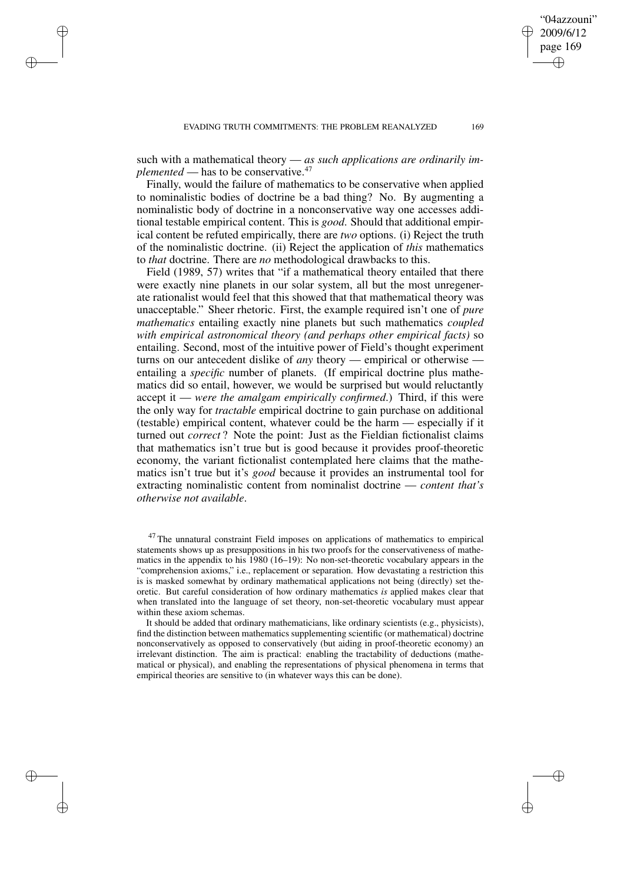such with a mathematical theory — *as such applications are ordinarily implemented* — has to be conservative.[47]

Finally, would the failure of mathematics to be conservative when applied to nominalistic bodies of doctrine be a bad thing? No. By augmenting a nominalistic body of doctrine in a nonconservative way one accesses additional testable empirical content. This is *good*. Should that additional empirical content be refuted empirically, there are *two* options. (i) Reject the truth of the nominalistic doctrine. (ii) Reject the application of *this* mathematics to *that* doctrine. There are *no* methodological drawbacks to this.

Field (1989, 57) writes that "if a mathematical theory entailed that there were exactly nine planets in our solar system, all but the most unregenerate rationalist would feel that this showed that that mathematical theory was unacceptable." Sheer rhetoric. First, the example required isn't one of *pure mathematics* entailing exactly nine planets but such mathematics *coupled with empirical astronomical theory (and perhaps other empirical facts)* so entailing. Second, most of the intuitive power of Field's thought experiment turns on our antecedent dislike of *any* theory — empirical or otherwise — entailing a *specific* number of planets. (If empirical doctrine plus mathematics did so entail, however, we would be surprised but would reluctantly accept it — *were the amalgam empirically confirmed*.) Third, if this were the only way for *tractable* empirical doctrine to gain purchase on additional (testable) empirical content, whatever could be the harm — especially if it turned out *correct*? Note the point: Just as the Fieldian fictionalist claims that mathematics isn't true but is good because it provides proof-theoretic economy, the variant fictionalist contemplated here claims that the mathematics isn't true but it's *good* because it provides an instrumental tool for extracting nominalistic content from nominalist doctrine — *content that's otherwise not available*.

[47] The unnatural constraint Field imposes on applications of mathematics to empirical statements shows up as presuppositions in his two proofs for the conservativeness of mathematics in the appendix to his 1980 (16–19): No non-set-theoretic vocabulary appears in the "comprehension axioms," i.e., replacement or separation. How devastating a restriction this is is masked somewhat by ordinary mathematical applications not being (directly) set theoretic. But careful consideration of how ordinary mathematics *is* applied makes clear that when translated into the language of set theory, non-set-theoretic vocabulary must appear within these axiom schemas.

It should be added that ordinary mathematicians, like ordinary scientists (e.g., physicists), find the distinction between mathematics supplementing scientific (or mathematical) doctrine nonconservatively as opposed to conservatively (but aiding in proof-theoretic economy) an irrelevant distinction. The aim is practical: enabling the tractability of deductions (mathematical or physical), and enabling the representations of physical phenomena in terms that empirical theories are sensitive to (in whatever ways this can be done).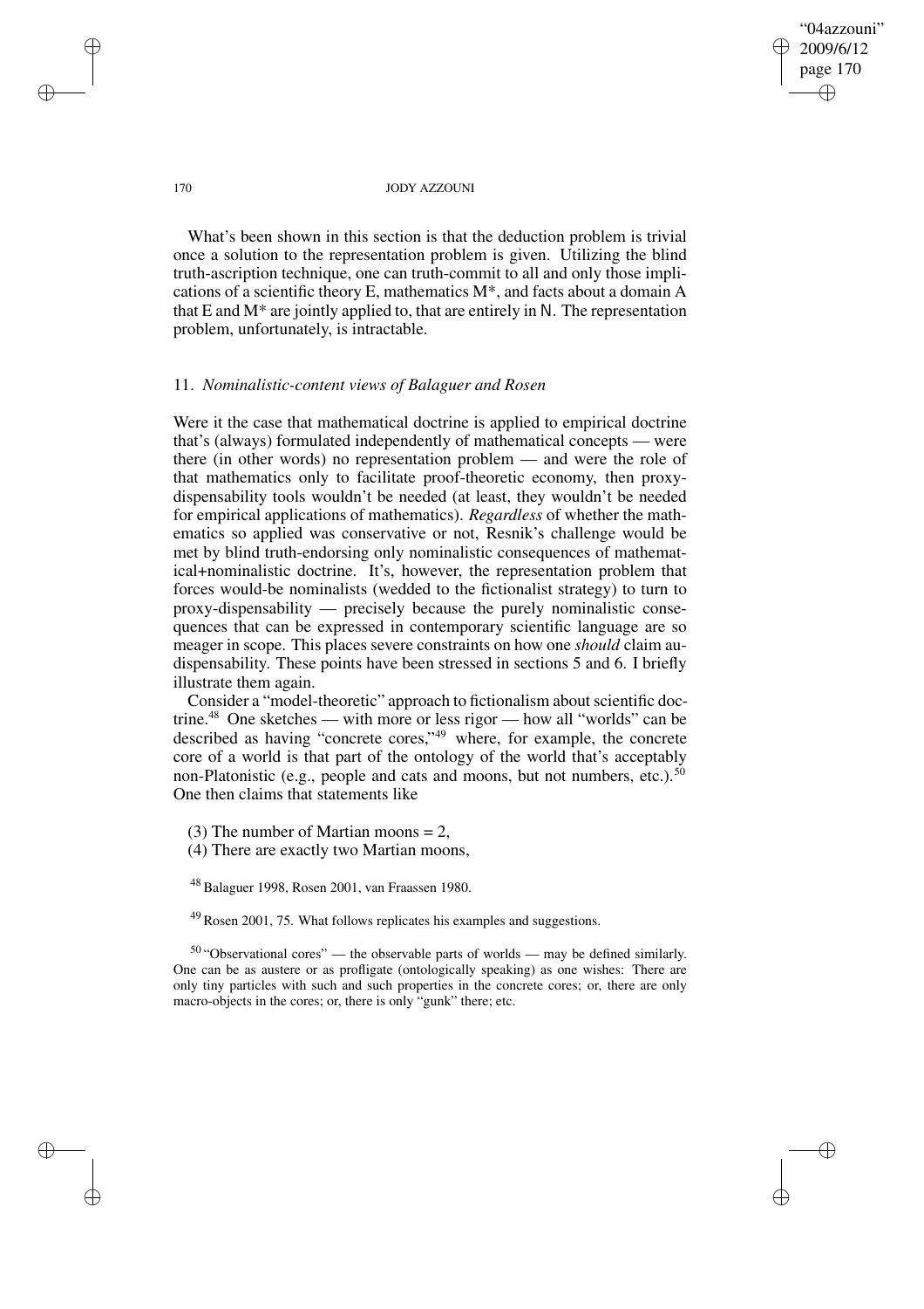What's been shown in this section is that the deduction problem is trivial once a solution to the representation problem is given. Utilizing the blind truth-ascription technique, one can truth-commit to all and only those implications of a scientific theory E, mathematics M\*, and facts about a domain A that E and M\* are jointly applied to, that are entirely in N. The representation problem, unfortunately, is intractable.

## 11. *Nominalistic-content views of Balaguer and Rosen*

Were it the case that mathematical doctrine is applied to empirical doctrine that's (always) formulated independently of mathematical concepts — were there (in other words) no representation problem — and were the role of that mathematics only to facilitate proof-theoretic economy, then proxy-dispensability tools wouldn't be needed (at least, they wouldn't be needed for empirical applications of mathematics). *Regardless* of whether the mathematics so applied was conservative or not, Resnik's challenge would be met by blind truth-endorsing only nominalistic consequences of mathematical+nominalistic doctrine. It's, however, the representation problem that forces would-be nominalists (wedded to the fictionalist strategy) to turn to proxy-dispensability — precisely because the purely nominalistic consequences that can be expressed in contemporary scientific language are so meager in scope. This places severe constraints on how one *should* claim au-dispensability. These points have been stressed in sections 5 and 6. I briefly illustrate them again.

Consider a "model-theoretic" approach to fictionalism about scientific doctrine.[48] One sketches — with more or less rigor — how all "worlds" can be described as having "concrete cores,"[49] where, for example, the concrete core of a world is that part of the ontology of the world that's acceptably non-Platonistic (e.g., people and cats and moons, but not numbers, etc.).[50] One then claims that statements like

(3) The number of Martian moons = 2,
(4) There are exactly two Martian moons,

[48] Balaguer 1998, Rosen 2001, van Fraassen 1980.

[49] Rosen 2001, 75. What follows replicates his examples and suggestions.

[50] "Observational cores" — the observable parts of worlds — may be defined similarly. One can be as austere or as profligate (ontologically speaking) as one wishes: There are only tiny particles with such and such properties in the concrete cores; or, there are only macro-objects in the cores; or, there is only "gunk" there; etc.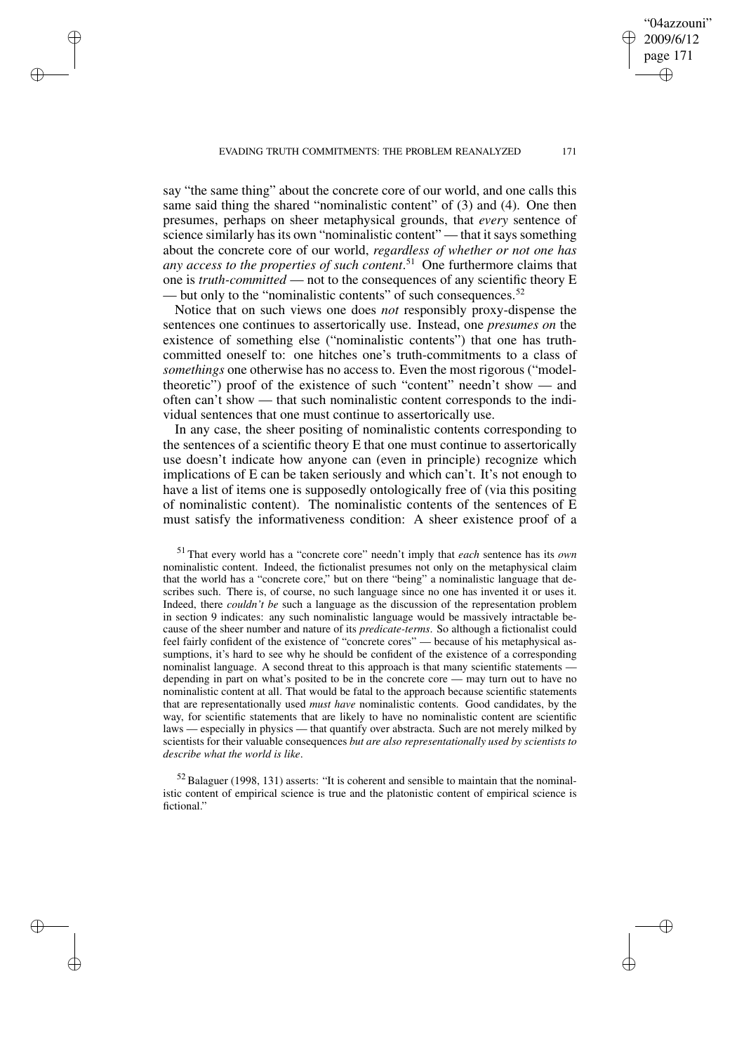say "the same thing" about the concrete core of our world, and one calls this same said thing the shared "nominalistic content" of (3) and (4). One then presumes, perhaps on sheer metaphysical grounds, that *every* sentence of science similarly has its own "nominalistic content" — that it says something about the concrete core of our world, *regardless of whether or not one has any access to the properties of such content*.[51] One furthermore claims that one is *truth-committed* — not to the consequences of any scientific theory E — but only to the "nominalistic contents" of such consequences.[52]

Notice that on such views one does *not* responsibly proxy-dispense the sentences one continues to assertorically use. Instead, one *presumes on* the existence of something else ("nominalistic contents") that one has truth-committed oneself to: one hitches one's truth-commitments to a class of *somethings* one otherwise has no access to. Even the most rigorous ("model-theoretic") proof of the existence of such "content" needn't show — and often can't show — that such nominalistic content corresponds to the individual sentences that one must continue to assertorically use.

In any case, the sheer positing of nominalistic contents corresponding to the sentences of a scientific theory E that one must continue to assertorically use doesn't indicate how anyone can (even in principle) recognize which implications of E can be taken seriously and which can't. It's not enough to have a list of items one is supposedly ontologically free of (via this positing of nominalistic content). The nominalistic contents of the sentences of E must satisfy the informativeness condition: A sheer existence proof of a

---

[51] That every world has a "concrete core" needn't imply that *each* sentence has its *own* nominalistic content. Indeed, the fictionalist presumes not only on the metaphysical claim that the world has a "concrete core," but on there "being" a nominalistic language that describes such. There is, of course, no such language since no one has invented it or uses it. Indeed, there *couldn't be* such a language as the discussion of the representation problem in section 9 indicates: any such nominalistic language would be massively intractable because of the sheer number and nature of its *predicate-terms*. So although a fictionalist could feel fairly confident of the existence of "concrete cores" — because of his metaphysical assumptions, it's hard to see why he should be confident of the existence of a corresponding nominalist language. A second threat to this approach is that many scientific statements — depending in part on what's posited to be in the concrete core — may turn out to have no nominalistic content at all. That would be fatal to the approach because scientific statements that are representationally used *must have* nominalistic contents. Good candidates, by the way, for scientific statements that are likely to have no nominalistic content are scientific laws — especially in physics — that quantify over abstracta. Such are not merely milked by scientists for their valuable consequences *but are also representationally used by scientists to describe what the world is like*.

[52] Balaguer (1998, 131) asserts: "It is coherent and sensible to maintain that the nominalistic content of empirical science is true and the platonistic content of empirical science is fictional."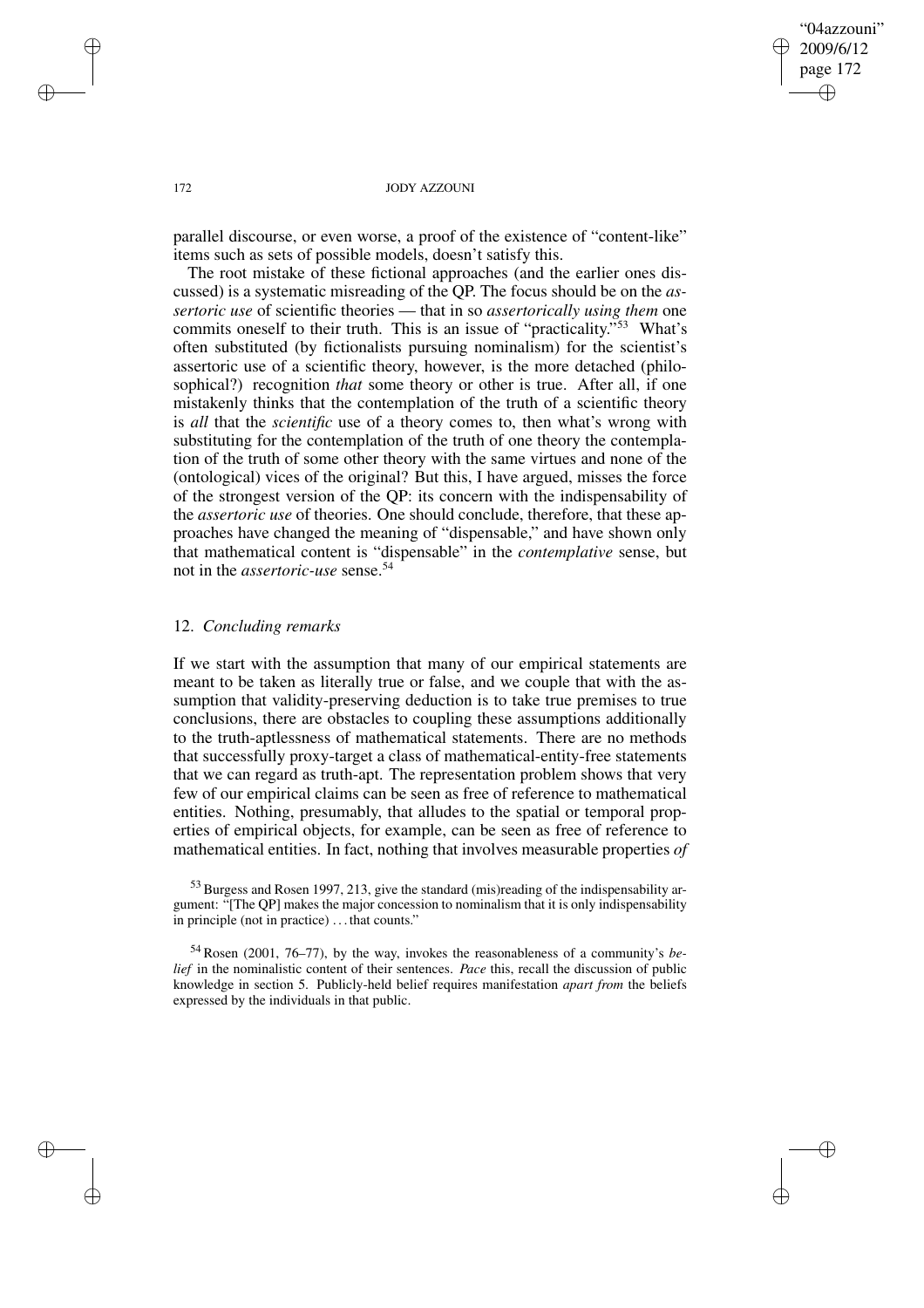parallel discourse, or even worse, a proof of the existence of "content-like" items such as sets of possible models, doesn't satisfy this.

The root mistake of these fictional approaches (and the earlier ones discussed) is a systematic misreading of the QP. The focus should be on the *assertoric use* of scientific theories — that in so *assertorically using them* one commits oneself to their truth. This is an issue of "practicality."[53] What's often substituted (by fictionalists pursuing nominalism) for the scientist's assertoric use of a scientific theory, however, is the more detached (philosophical?) recognition *that* some theory or other is true. After all, if one mistakenly thinks that the contemplation of the truth of a scientific theory is *all* that the *scientific* use of a theory comes to, then what's wrong with substituting for the contemplation of the truth of one theory the contemplation of the truth of some other theory with the same virtues and none of the (ontological) vices of the original? But this, I have argued, misses the force of the strongest version of the QP: its concern with the indispensability of the *assertoric use* of theories. One should conclude, therefore, that these approaches have changed the meaning of "dispensable," and have shown only that mathematical content is "dispensable" in the *contemplative* sense, but not in the *assertoric-use* sense.[54]

## 12. *Concluding remarks*

If we start with the assumption that many of our empirical statements are meant to be taken as literally true or false, and we couple that with the assumption that validity-preserving deduction is to take true premises to true conclusions, there are obstacles to coupling these assumptions additionally to the truth-aptlessness of mathematical statements. There are no methods that successfully proxy-target a class of mathematical-entity-free statements that we can regard as truth-apt. The representation problem shows that very few of our empirical claims can be seen as free of reference to mathematical entities. Nothing, presumably, that alludes to the spatial or temporal properties of empirical objects, for example, can be seen as free of reference to mathematical entities. In fact, nothing that involves measurable properties *of*

[53] Burgess and Rosen 1997, 213, give the standard (mis)reading of the indispensability argument: "[The QP] makes the major concession to nominalism that it is only indispensability in principle (not in practice) ... that counts."

[54] Rosen (2001, 76–77), by the way, invokes the reasonableness of a community's *belief* in the nominalistic content of their sentences. *Pace* this, recall the discussion of public knowledge in section 5. Publicly-held belief requires manifestation *apart from* the beliefs expressed by the individuals in that public.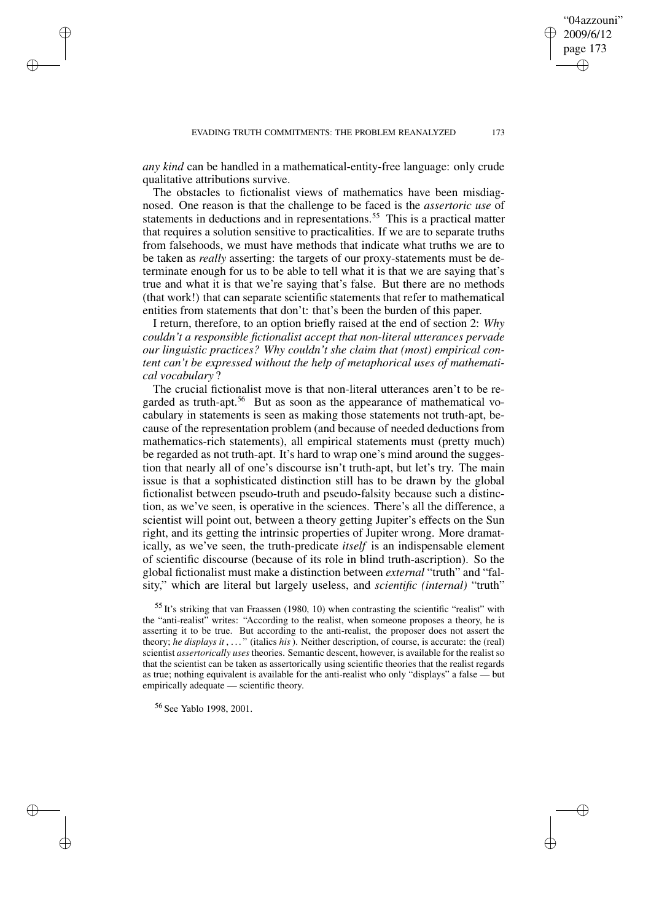*any kind* can be handled in a mathematical-entity-free language: only crude qualitative attributions survive.

The obstacles to fictionalist views of mathematics have been misdiagnosed. One reason is that the challenge to be faced is the *assertoric use* of statements in deductions and in representations.[55] This is a practical matter that requires a solution sensitive to practicalities. If we are to separate truths from falsehoods, we must have methods that indicate what truths we are to be taken as *really* asserting: the targets of our proxy-statements must be determinate enough for us to be able to tell what it is that we are saying that's true and what it is that we're saying that's false. But there are no methods (that work!) that can separate scientific statements that refer to mathematical entities from statements that don't: that's been the burden of this paper.

I return, therefore, to an option briefly raised at the end of section 2: *Why couldn't a responsible fictionalist accept that non-literal utterances pervade our linguistic practices? Why couldn't she claim that (most) empirical content can't be expressed without the help of metaphorical uses of mathematical vocabulary*?

The crucial fictionalist move is that non-literal utterances aren't to be regarded as truth-apt.[56] But as soon as the appearance of mathematical vocabulary in statements is seen as making those statements not truth-apt, because of the representation problem (and because of needed deductions from mathematics-rich statements), all empirical statements must (pretty much) be regarded as not truth-apt. It's hard to wrap one's mind around the suggestion that nearly all of one's discourse isn't truth-apt, but let's try. The main issue is that a sophisticated distinction still has to be drawn by the global fictionalist between pseudo-truth and pseudo-falsity because such a distinction, as we've seen, is operative in the sciences. There's all the difference, a scientist will point out, between a theory getting Jupiter's effects on the Sun right, and its getting the intrinsic properties of Jupiter wrong. More dramatically, as we've seen, the truth-predicate *itself* is an indispensable element of scientific discourse (because of its role in blind truth-ascription). So the global fictionalist must make a distinction between *external* "truth" and "falsity," which are literal but largely useless, and *scientific (internal)* "truth"

[55] It's striking that van Fraassen (1980, 10) when contrasting the scientific "realist" with the "anti-realist" writes: "According to the realist, when someone proposes a theory, he is asserting it to be true. But according to the anti-realist, the proposer does not assert the theory; *he displays it*, ..." (italics *his*). Neither description, of course, is accurate: the (real) scientist *assertorically uses* theories. Semantic descent, however, is available for the realist so that the scientist can be taken as assertorically using scientific theories that the realist regards as true; nothing equivalent is available for the anti-realist who only "displays" a false — but empirically adequate — scientific theory.

[56] See Yablo 1998, 2001.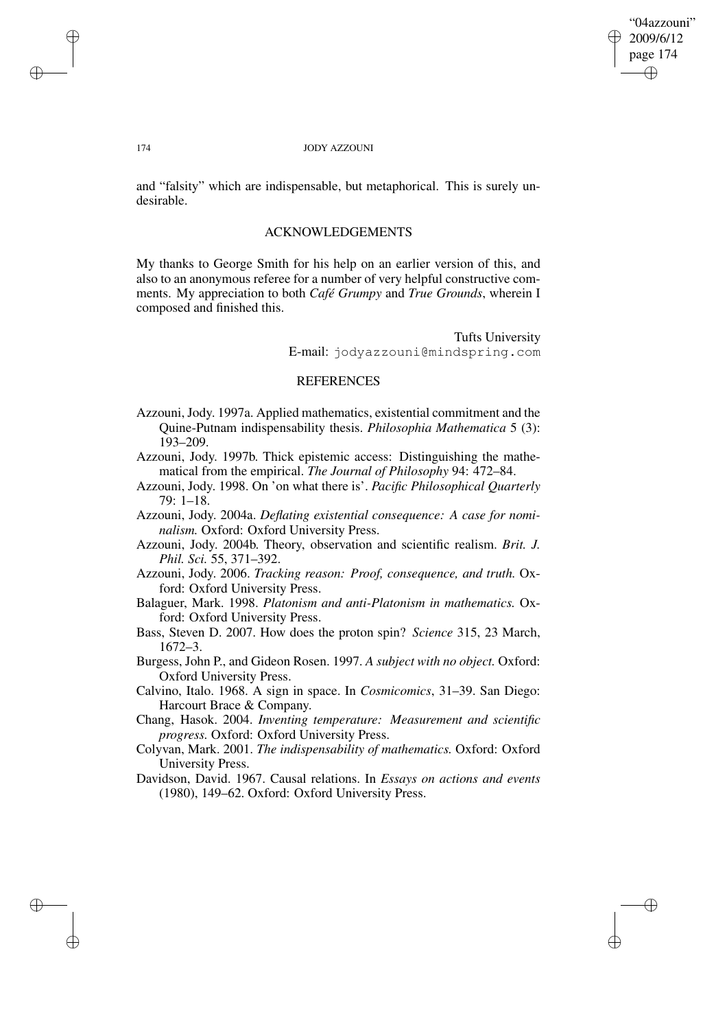and "falsity" which are indispensable, but metaphorical. This is surely undesirable.

## ACKNOWLEDGEMENTS

My thanks to George Smith for his help on an earlier version of this, and also to an anonymous referee for a number of very helpful constructive comments. My appreciation to both *Café Grumpy* and *True Grounds*, wherein I composed and finished this.

Tufts University
E-mail: jodyazzouni@mindspring.com

## REFERENCES

Azzouni, Jody. 1997a. Applied mathematics, existential commitment and the Quine-Putnam indispensability thesis. *Philosophia Mathematica* 5 (3): 193–209.

Azzouni, Jody. 1997b. Thick epistemic access: Distinguishing the mathematical from the empirical. *The Journal of Philosophy* 94: 472–84.

Azzouni, Jody. 1998. On 'on what there is'. *Pacific Philosophical Quarterly* 79: 1–18.

Azzouni, Jody. 2004a. *Deflating existential consequence: A case for nominalism.* Oxford: Oxford University Press.

Azzouni, Jody. 2004b. Theory, observation and scientific realism. *Brit. J. Phil. Sci.* 55, 371–392.

Azzouni, Jody. 2006. *Tracking reason: Proof, consequence, and truth.* Oxford: Oxford University Press.

Balaguer, Mark. 1998. *Platonism and anti-Platonism in mathematics.* Oxford: Oxford University Press.

Bass, Steven D. 2007. How does the proton spin? *Science* 315, 23 March, 1672–3.

Burgess, John P., and Gideon Rosen. 1997. *A subject with no object.* Oxford: Oxford University Press.

Calvino, Italo. 1968. A sign in space. In *Cosmicomics*, 31–39. San Diego: Harcourt Brace & Company.

Chang, Hasok. 2004. *Inventing temperature: Measurement and scientific progress.* Oxford: Oxford University Press.

Colyvan, Mark. 2001. *The indispensability of mathematics.* Oxford: Oxford University Press.

Davidson, David. 1967. Causal relations. In *Essays on actions and events* (1980), 149–62. Oxford: Oxford University Press.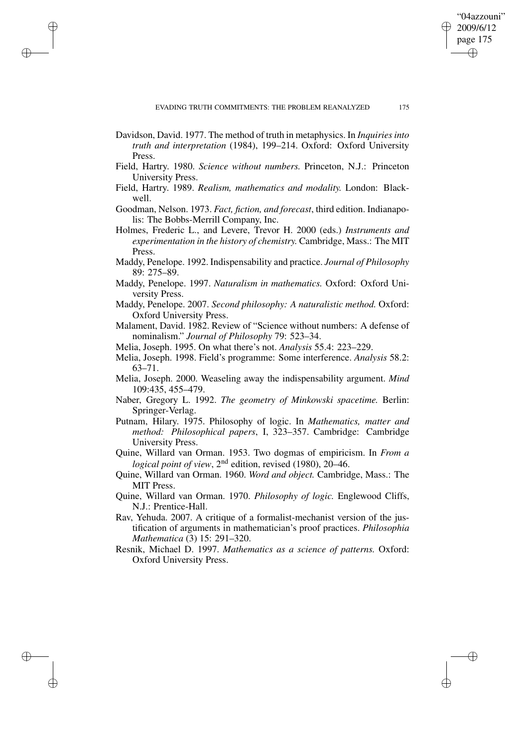Davidson, David. 1977. The method of truth in metaphysics. In *Inquiries into truth and interpretation* (1984), 199–214. Oxford: Oxford University Press.

Field, Hartry. 1980. *Science without numbers.* Princeton, N.J.: Princeton University Press.

Field, Hartry. 1989. *Realism, mathematics and modality.* London: Blackwell.

Goodman, Nelson. 1973. *Fact, fiction, and forecast*, third edition. Indianapolis: The Bobbs-Merrill Company, Inc.

Holmes, Frederic L., and Levere, Trevor H. 2000 (eds.) *Instruments and experimentation in the history of chemistry.* Cambridge, Mass.: The MIT Press.

Maddy, Penelope. 1992. Indispensability and practice. *Journal of Philosophy* 89: 275–89.

Maddy, Penelope. 1997. *Naturalism in mathematics.* Oxford: Oxford University Press.

Maddy, Penelope. 2007. *Second philosophy: A naturalistic method.* Oxford: Oxford University Press.

Malament, David. 1982. Review of "Science without numbers: A defense of nominalism." *Journal of Philosophy* 79: 523–34.

Melia, Joseph. 1995. On what there's not. *Analysis* 55.4: 223–229.

Melia, Joseph. 1998. Field's programme: Some interference. *Analysis* 58.2: 63–71.

Melia, Joseph. 2000. Weaseling away the indispensability argument. *Mind* 109:435, 455–479.

Naber, Gregory L. 1992. *The geometry of Minkowski spacetime.* Berlin: Springer-Verlag.

Putnam, Hilary. 1975. Philosophy of logic. In *Mathematics, matter and method: Philosophical papers*, I, 323–357. Cambridge: Cambridge University Press.

Quine, Willard van Orman. 1953. Two dogmas of empiricism. In *From a logical point of view*, 2nd edition, revised (1980), 20–46.

Quine, Willard van Orman. 1960. *Word and object.* Cambridge, Mass.: The MIT Press.

Quine, Willard van Orman. 1970. *Philosophy of logic.* Englewood Cliffs, N.J.: Prentice-Hall.

Rav, Yehuda. 2007. A critique of a formalist-mechanist version of the justification of arguments in mathematician's proof practices. *Philosophia Mathematica* (3) 15: 291–320.

Resnik, Michael D. 1997. *Mathematics as a science of patterns.* Oxford: Oxford University Press.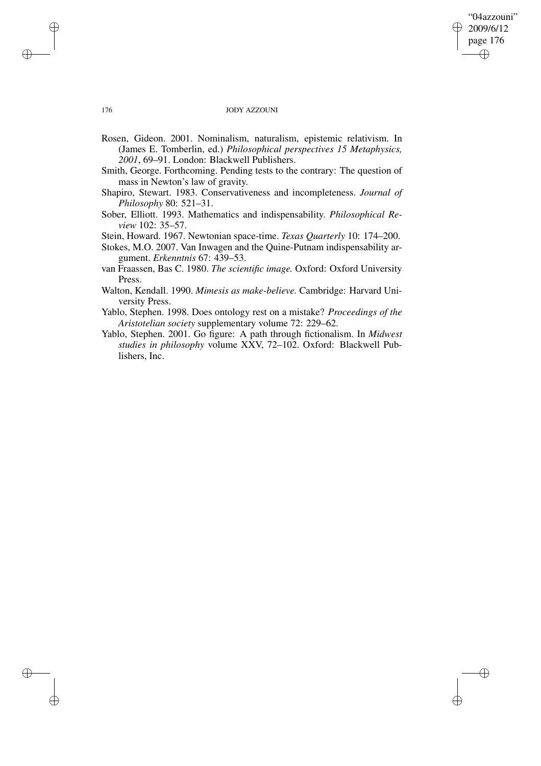Rosen, Gideon. 2001. Nominalism, naturalism, epistemic relativism. In (James E. Tomberlin, ed.) *Philosophical perspectives 15 Metaphysics, 2001*, 69–91. London: Blackwell Publishers.

Smith, George. Forthcoming. Pending tests to the contrary: The question of mass in Newton's law of gravity.

Shapiro, Stewart. 1983. Conservativeness and incompleteness. *Journal of Philosophy* 80: 521–31.

Sober, Elliott. 1993. Mathematics and indispensability. *Philosophical Review* 102: 35–57.

Stein, Howard. 1967. Newtonian space-time. *Texas Quarterly* 10: 174–200.

Stokes, M.O. 2007. Van Inwagen and the Quine-Putnam indispensability argument. *Erkenntnis* 67: 439–53.

van Fraassen, Bas C. 1980. *The scientific image.* Oxford: Oxford University Press.

Walton, Kendall. 1990. *Mimesis as make-believe.* Cambridge: Harvard University Press.

Yablo, Stephen. 1998. Does ontology rest on a mistake? *Proceedings of the Aristotelian society* supplementary volume 72: 229–62.

Yablo, Stephen. 2001. Go figure: A path through fictionalism. In *Midwest studies in philosophy* volume XXV, 72–102. Oxford: Blackwell Publishers, Inc.